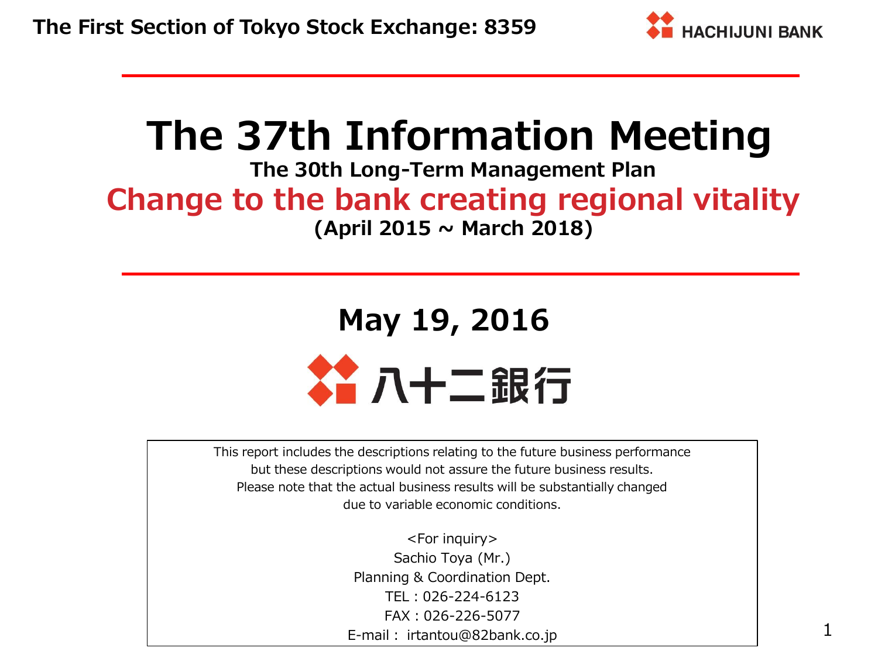The First Section of Tokyo Stock Exchange: 8359

HACHIJUNI BANK

# The 37th Information Meeting

### The 30th Long-Term Management Plan

## Change to the bank creating regional vitality

**(April 2015 ~ March 2018)**

## May 19, 2016

八十二銀行

This report includes the descriptions relating to the future business performance but these descriptions would not assure the future business results. Please note that the actual business results will be substantially changed due to variable economic conditions.

<For inquiry>
Sachio Toya (Mr.)
Planning & Coordination Dept.
TEL : 026-224-6123
FAX : 026-226-5077
E-mail : irtantou@82bank.co.jp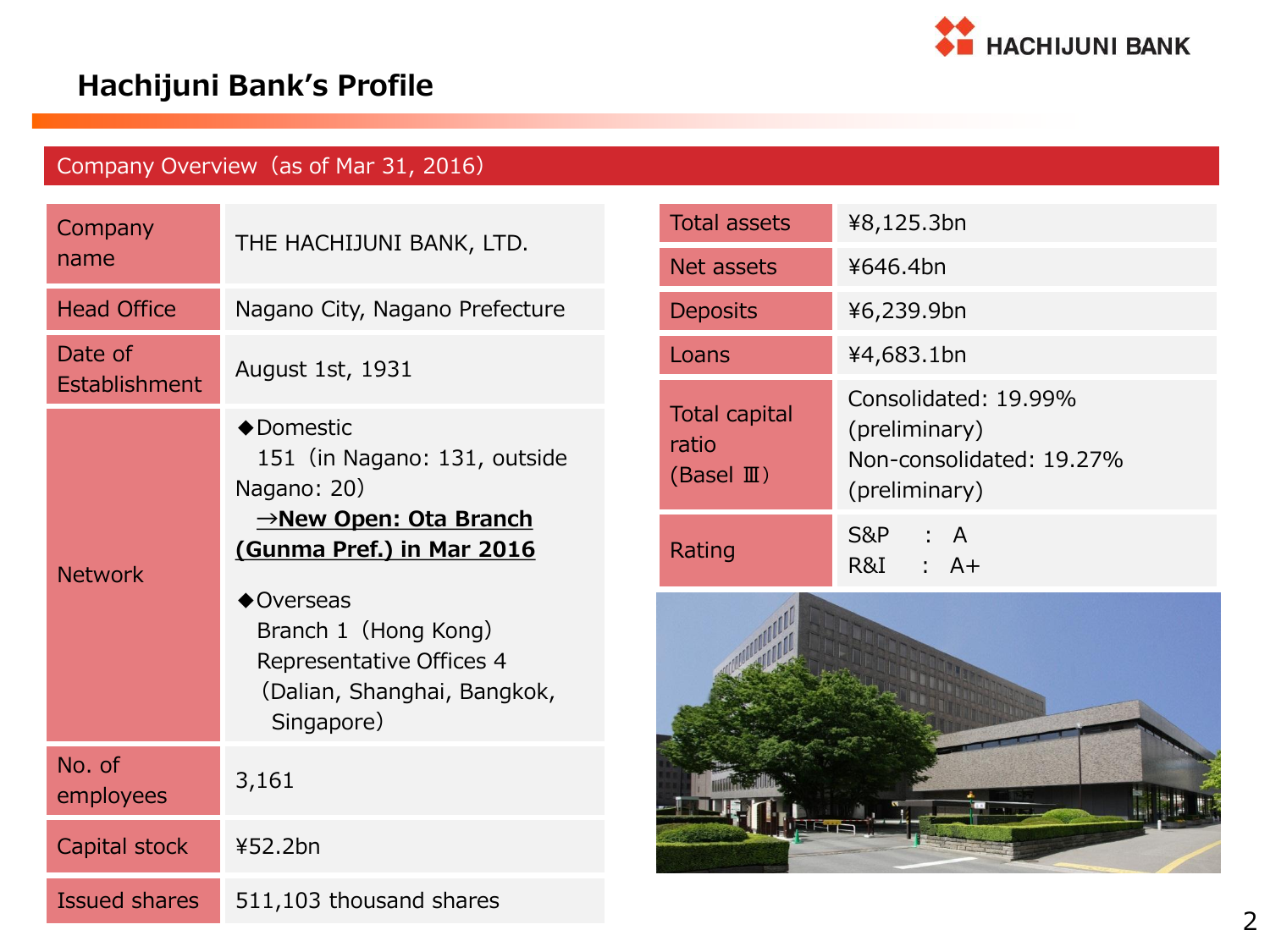# Hachijuni Bank's Profile

## Company Overview（as of Mar 31, 2016）

| | |
|---|---|
| Company name | THE HACHIJUNI BANK, LTD. |
| Head Office | Nagano City, Nagano Prefecture |
| Date of Establishment | August 1st, 1931 |
| Network | ◆Domestic<br>151（in Nagano: 131, outside Nagano: 20）<br>**→New Open: Ota Branch (Gunma Pref.) in Mar 2016**<br><br>◆Overseas<br>Branch 1（Hong Kong）<br>Representative Offices 4<br>（Dalian, Shanghai, Bangkok, Singapore） |
| No. of employees | 3,161 |
| Capital stock | ¥52.2bn |
| Issued shares | 511,103 thousand shares |

| | |
|---|---|
| Total assets | ¥8,125.3bn |
| Net assets | ¥646.4bn |
| Deposits | ¥6,239.9bn |
| Loans | ¥4,683.1bn |
| Total capital ratio (Basel Ⅲ) | Consolidated: 19.99% (preliminary)<br>Non-consolidated: 19.27% (preliminary) |
| Rating | S&P : A<br>R&I : A+ |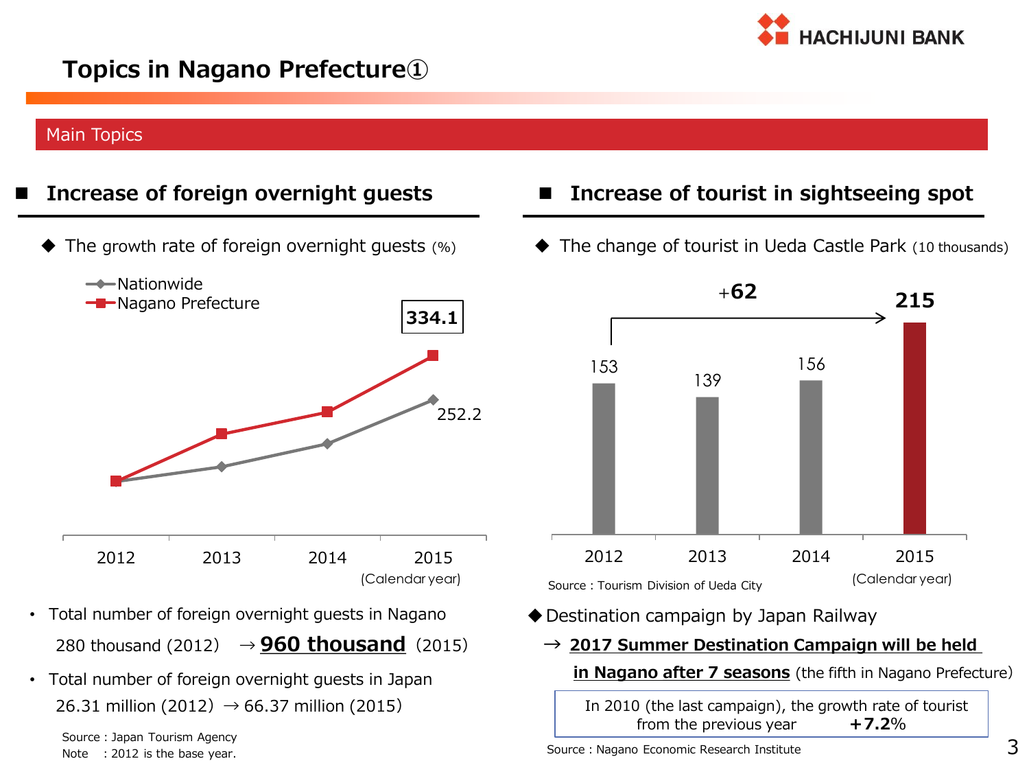# Topics in Nagano Prefecture①

## Main Topics

### ■ Increase of foreign overnight guests

◆ The growth rate of foreign overnight guests (%)

| | 2012 | 2013 | 2014 | 2015 |
|---|---|---|---|---|
| Nationwide | | | | 252.2 |
| Nagano Prefecture | | | | 334.1 |

(Calendar year)

- Total number of foreign overnight guests in Nagano
  280 thousand (2012) → **960 thousand** (2015)
- Total number of foreign overnight guests in Japan
  26.31 million (2012) → 66.37 million (2015)

Source : Japan Tourism Agency
Note : 2012 is the base year.

### ■ Increase of tourist in sightseeing spot

◆ The change of tourist in Ueda Castle Park (10 thousands)

| 2012 | 2013 | 2014 | 2015 |
|---|---|---|---|
| 153 | 139 | 156 | **215** |

+62 (2012 → 2015)

(Calendar year)

Source : Tourism Division of Ueda City

◆ Destination campaign by Japan Railway

→ **2017 Summer Destination Campaign will be held in Nagano after 7 seasons** (the fifth in Nagano Prefecture)

In 2010 (the last campaign), the growth rate of tourist from the previous year **+7.2%**

Source : Nagano Economic Research Institute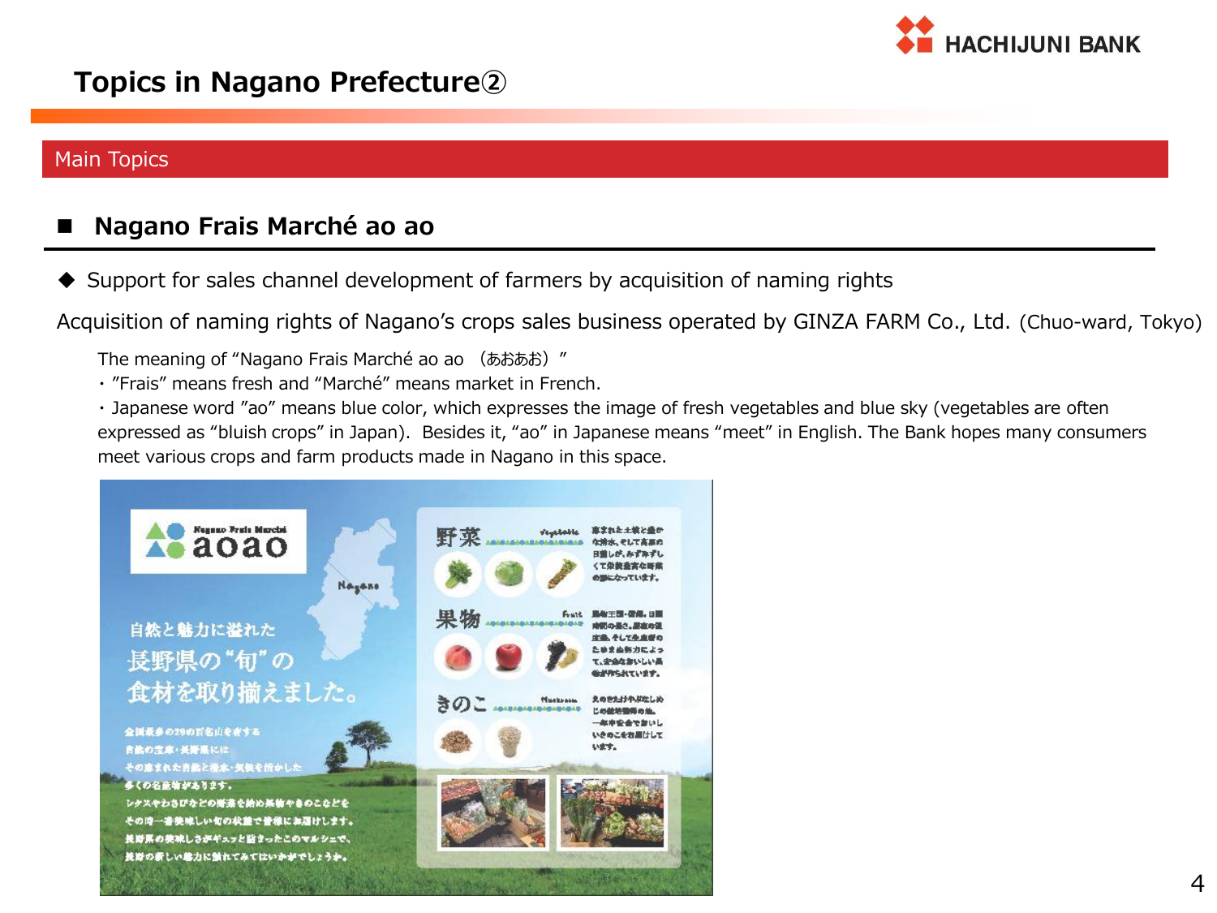# Topics in Nagano Prefecture②

## Main Topics

### ■ Nagano Frais Marché ao ao

◆ Support for sales channel development of farmers by acquisition of naming rights

Acquisition of naming rights of Nagano's crops sales business operated by GINZA FARM Co., Ltd. (Chuo-ward, Tokyo)

The meaning of "Nagano Frais Marché ao ao （あおあお）"

・"Frais" means fresh and "Marché" means market in French.

・Japanese word "ao" means blue color, which expresses the image of fresh vegetables and blue sky (vegetables are often expressed as "bluish crops" in Japan). Besides it, "ao" in Japanese means "meet" in English. The Bank hopes many consumers meet various crops and farm products made in Nagano in this space.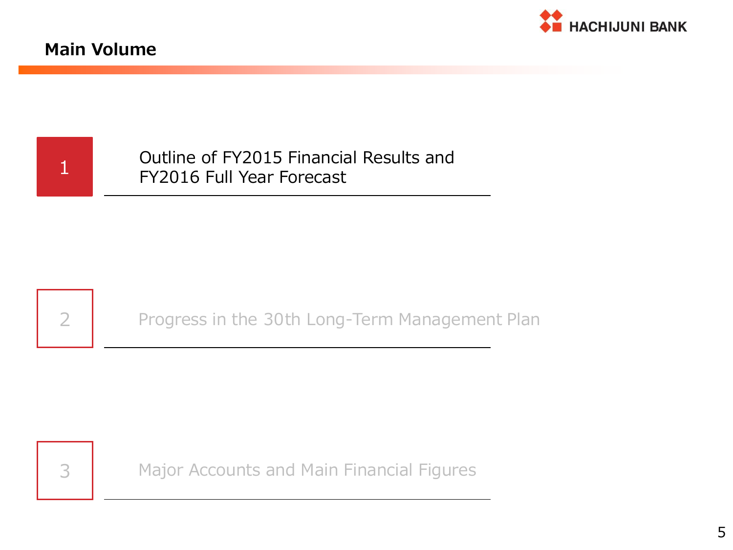## Main Volume

1. Outline of FY2015 Financial Results and FY2016 Full Year Forecast

2. Progress in the 30th Long-Term Management Plan

3. Major Accounts and Main Financial Figures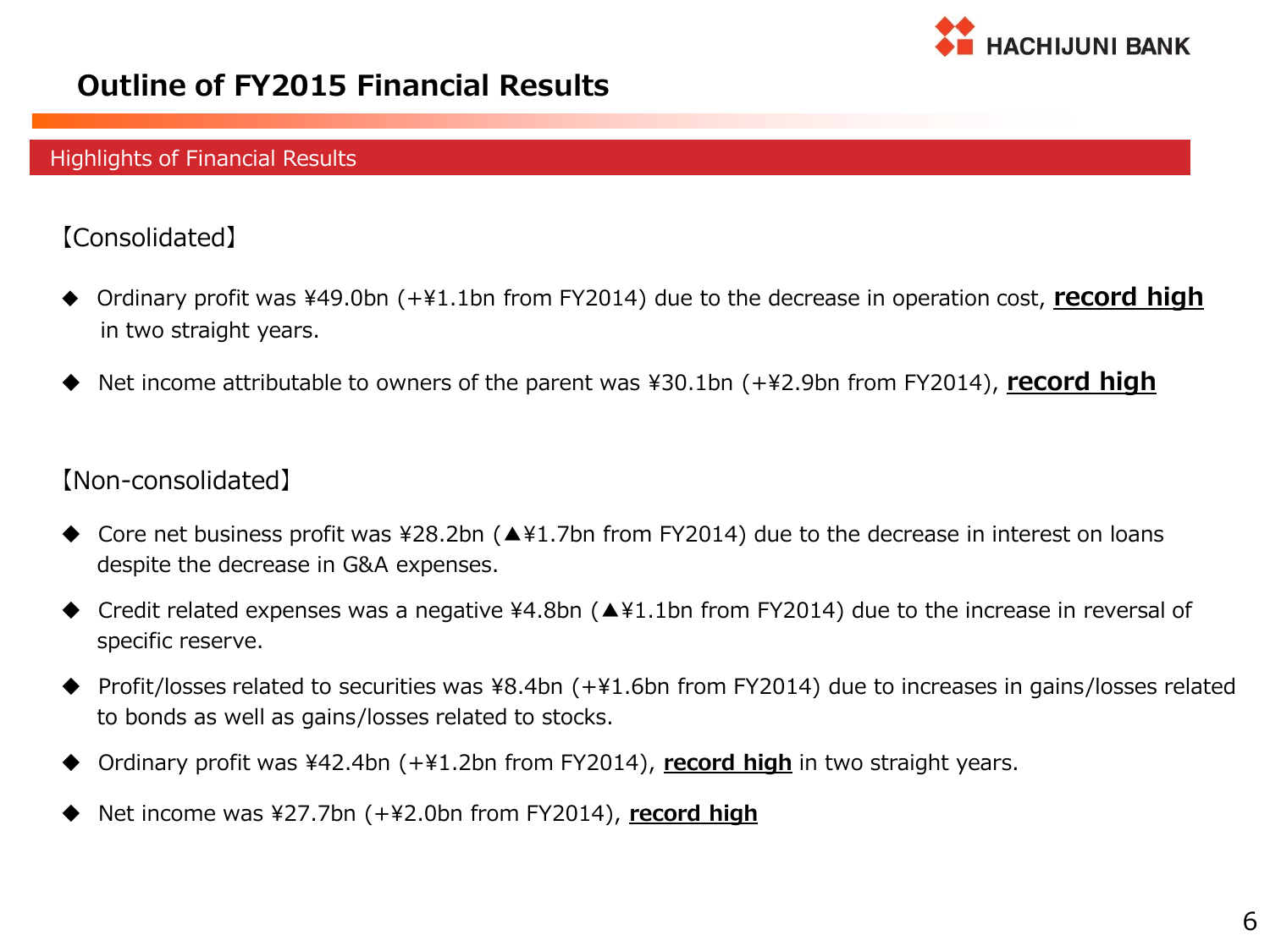# Outline of FY2015 Financial Results

## Highlights of Financial Results

【Consolidated】

- ◆ Ordinary profit was ¥49.0bn (+¥1.1bn from FY2014) due to the decrease in operation cost, **record high** in two straight years.
- ◆ Net income attributable to owners of the parent was ¥30.1bn (+¥2.9bn from FY2014), **record high**

【Non-consolidated】

- ◆ Core net business profit was ¥28.2bn (▲¥1.7bn from FY2014) due to the decrease in interest on loans despite the decrease in G&A expenses.
- ◆ Credit related expenses was a negative ¥4.8bn (▲¥1.1bn from FY2014) due to the increase in reversal of specific reserve.
- ◆ Profit/losses related to securities was ¥8.4bn (+¥1.6bn from FY2014) due to increases in gains/losses related to bonds as well as gains/losses related to stocks.
- ◆ Ordinary profit was ¥42.4bn (+¥1.2bn from FY2014), **record high** in two straight years.
- ◆ Net income was ¥27.7bn (+¥2.0bn from FY2014), **record high**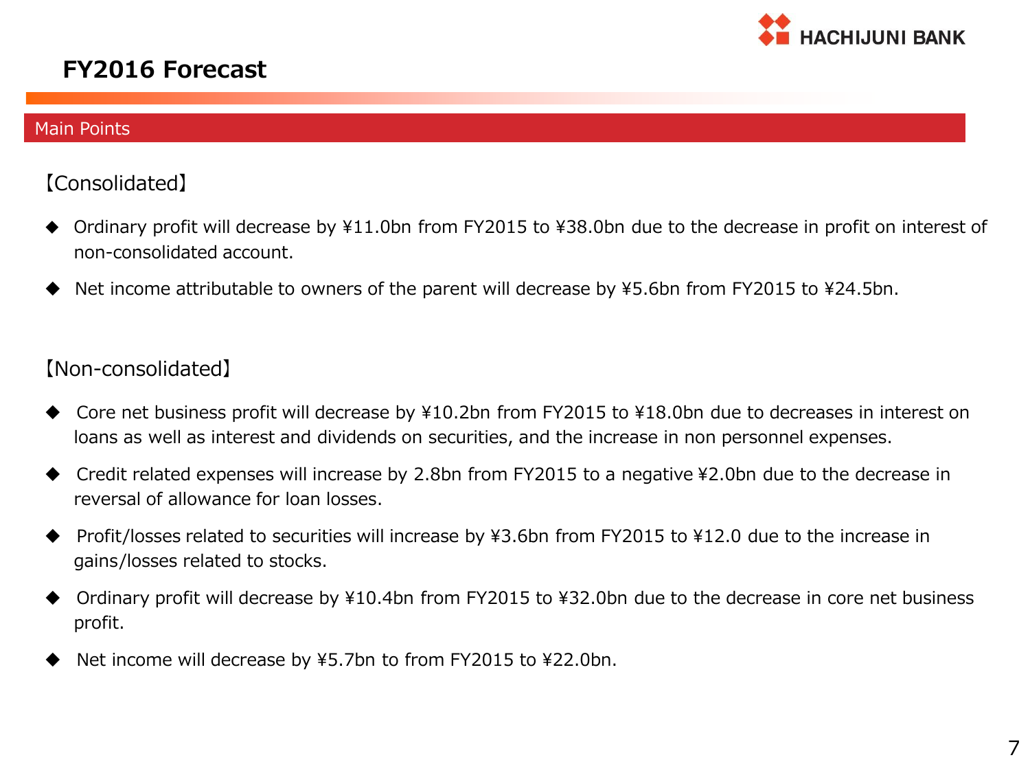# FY2016 Forecast

## Main Points

【Consolidated】

- ◆ Ordinary profit will decrease by ¥11.0bn from FY2015 to ¥38.0bn due to the decrease in profit on interest of non-consolidated account.
- ◆ Net income attributable to owners of the parent will decrease by ¥5.6bn from FY2015 to ¥24.5bn.

【Non-consolidated】

- ◆ Core net business profit will decrease by ¥10.2bn from FY2015 to ¥18.0bn due to decreases in interest on loans as well as interest and dividends on securities, and the increase in non personnel expenses.
- ◆ Credit related expenses will increase by 2.8bn from FY2015 to a negative ¥2.0bn due to the decrease in reversal of allowance for loan losses.
- ◆ Profit/losses related to securities will increase by ¥3.6bn from FY2015 to ¥12.0 due to the increase in gains/losses related to stocks.
- ◆ Ordinary profit will decrease by ¥10.4bn from FY2015 to ¥32.0bn due to the decrease in core net business profit.
- ◆ Net income will decrease by ¥5.7bn to from FY2015 to ¥22.0bn.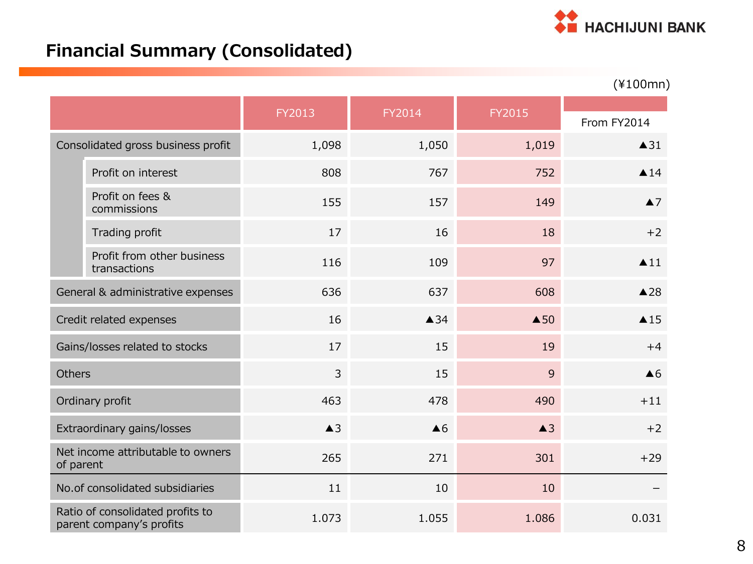# Financial Summary (Consolidated)

(¥100mn)

| | FY2013 | FY2014 | FY2015 | From FY2014 |
|---|---|---|---|---|
| Consolidated gross business profit | 1,098 | 1,050 | 1,019 | ▲31 |
| Profit on interest | 808 | 767 | 752 | ▲14 |
| Profit on fees & commissions | 155 | 157 | 149 | ▲7 |
| Trading profit | 17 | 16 | 18 | +2 |
| Profit from other business transactions | 116 | 109 | 97 | ▲11 |
| General & administrative expenses | 636 | 637 | 608 | ▲28 |
| Credit related expenses | 16 | ▲34 | ▲50 | ▲15 |
| Gains/losses related to stocks | 17 | 15 | 19 | +4 |
| Others | 3 | 15 | 9 | ▲6 |
| Ordinary profit | 463 | 478 | 490 | +11 |
| Extraordinary gains/losses | ▲3 | ▲6 | ▲3 | +2 |
| Net income attributable to owners of parent | 265 | 271 | 301 | +29 |
| No.of consolidated subsidiaries | 11 | 10 | 10 | – |
| Ratio of consolidated profits to parent company's profits | 1.073 | 1.055 | 1.086 | 0.031 |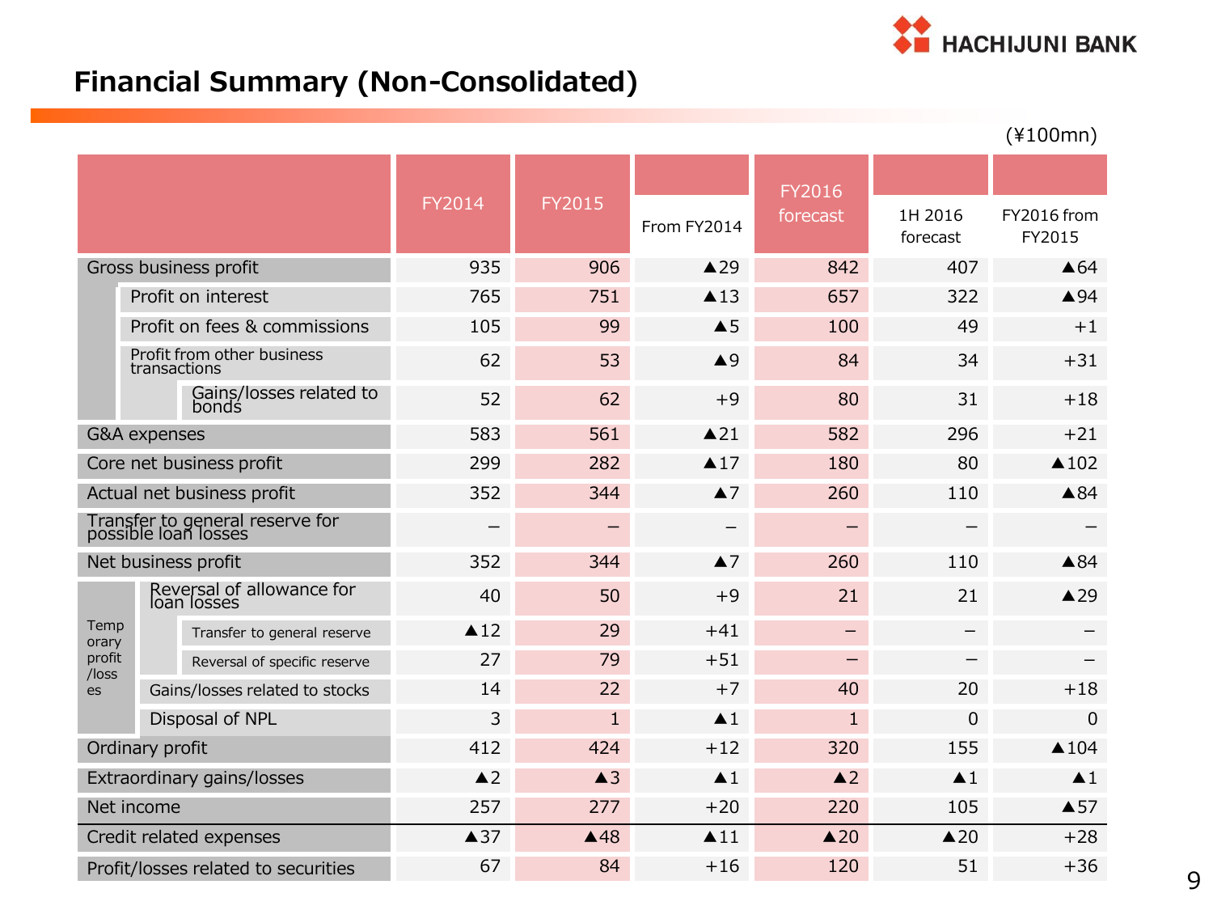# Financial Summary (Non-Consolidated)

(¥100mn)

| | | | | FY2014 | FY2015 | From FY2014 | FY2016 forecast | 1H 2016 forecast | FY2016 from FY2015 |
|---|---|---|---|---|---|---|---|---|---|
| Gross business profit | | | | 935 | 906 | ▲29 | 842 | 407 | ▲64 |
| | Profit on interest | | | 765 | 751 | ▲13 | 657 | 322 | ▲94 |
| | Profit on fees & commissions | | | 105 | 99 | ▲5 | 100 | 49 | +1 |
| | Profit from other business transactions | | | 62 | 53 | ▲9 | 84 | 34 | +31 |
| | | Gains/losses related to bonds | | 52 | 62 | +9 | 80 | 31 | +18 |
| G&A expenses | | | | 583 | 561 | ▲21 | 582 | 296 | +21 |
| Core net business profit | | | | 299 | 282 | ▲17 | 180 | 80 | ▲102 |
| Actual net business profit | | | | 352 | 344 | ▲7 | 260 | 110 | ▲84 |
| Transfer to general reserve for possible loan losses | | | | – | – | – | – | – | – |
| Net business profit | | | | 352 | 344 | ▲7 | 260 | 110 | ▲84 |
| Temporary profit/losses | Reversal of allowance for loan losses | | | 40 | 50 | +9 | 21 | 21 | ▲29 |
| | | Transfer to general reserve | | ▲12 | 29 | +41 | – | – | – |
| | | Reversal of specific reserve | | 27 | 79 | +51 | – | – | – |
| | Gains/losses related to stocks | | | 14 | 22 | +7 | 40 | 20 | +18 |
| | Disposal of NPL | | | 3 | 1 | ▲1 | 1 | 0 | 0 |
| Ordinary profit | | | | 412 | 424 | +12 | 320 | 155 | ▲104 |
| Extraordinary gains/losses | | | | ▲2 | ▲3 | ▲1 | ▲2 | ▲1 | ▲1 |
| Net income | | | | 257 | 277 | +20 | 220 | 105 | ▲57 |
| Credit related expenses | | | | ▲37 | ▲48 | ▲11 | ▲20 | ▲20 | +28 |
| Profit/losses related to securities | | | | 67 | 84 | +16 | 120 | 51 | +36 |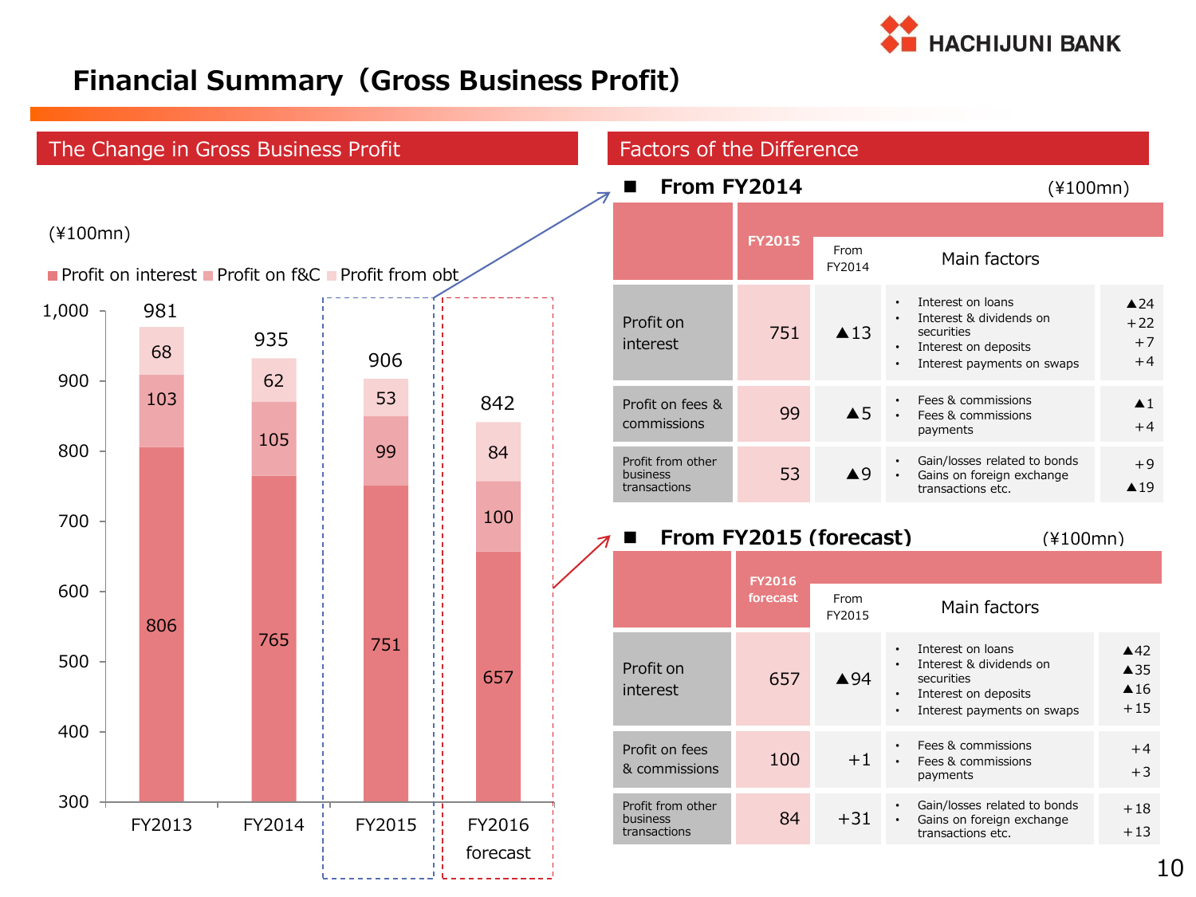# Financial Summary（Gross Business Profit）

## The Change in Gross Business Profit

(¥100mn)

| | FY2013 | FY2014 | FY2015 | FY2016 forecast |
|---|---|---|---|---|
| Profit on interest | 806 | 765 | 751 | 657 |
| Profit on f&C | 103 | 105 | 99 | 100 |
| Profit from obt | 68 | 62 | 53 | 84 |
| Total | 981 | 935 | 906 | 842 |

## Factors of the Difference

### ■ From FY2014

(¥100mn)

| | FY2015 | From FY2014 | Main factors | |
|---|---|---|---|---|
| Profit on interest | 751 | ▲13 | • Interest on loans<br>• Interest & dividends on securities<br>• Interest on deposits<br>• Interest payments on swaps | ▲24<br>+22<br>+7<br>+4 |
| Profit on fees & commissions | 99 | ▲5 | • Fees & commissions<br>• Fees & commissions payments | ▲1<br>+4 |
| Profit from other business transactions | 53 | ▲9 | • Gain/losses related to bonds<br>• Gains on foreign exchange transactions etc. | +9<br>▲19 |

### ■ From FY2015 (forecast)

(¥100mn)

| | FY2016 forecast | From FY2015 | Main factors | |
|---|---|---|---|---|
| Profit on interest | 657 | ▲94 | • Interest on loans<br>• Interest & dividends on securities<br>• Interest on deposits<br>• Interest payments on swaps | ▲42<br>▲35<br>▲16<br>+15 |
| Profit on fees & commissions | 100 | +1 | • Fees & commissions<br>• Fees & commissions payments | +4<br>+3 |
| Profit from other business transactions | 84 | +31 | • Gain/losses related to bonds<br>• Gains on foreign exchange transactions etc. | +18<br>+13 |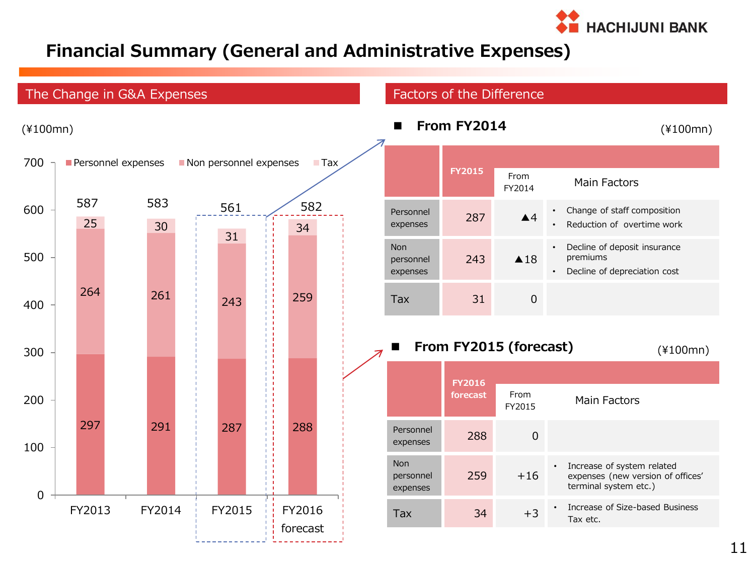# Financial Summary (General and Administrative Expenses)

## The Change in G&A Expenses

(¥100mn)

| | FY2013 | FY2014 | FY2015 | FY2016 forecast |
|---|---|---|---|---|
| Personnel expenses | 297 | 291 | 287 | 288 |
| Non personnel expenses | 264 | 261 | 243 | 259 |
| Tax | 25 | 30 | 31 | 34 |
| Total | 587 | 583 | 561 | 582 |

## Factors of the Difference

### ■ From FY2014

(¥100mn)

| | FY2015 | From FY2014 | Main Factors |
|---|---|---|---|
| Personnel expenses | 287 | ▲4 | • Change of staff composition<br>• Reduction of overtime work |
| Non personnel expenses | 243 | ▲18 | • Decline of deposit insurance premiums<br>• Decline of depreciation cost |
| Tax | 31 | 0 | |

### ■ From FY2015 (forecast)

(¥100mn)

| | FY2016 forecast | From FY2015 | Main Factors |
|---|---|---|---|
| Personnel expenses | 288 | 0 | |
| Non personnel expenses | 259 | +16 | • Increase of system related expenses (new version of offices' terminal system etc.) |
| Tax | 34 | +3 | • Increase of Size-based Business Tax etc. |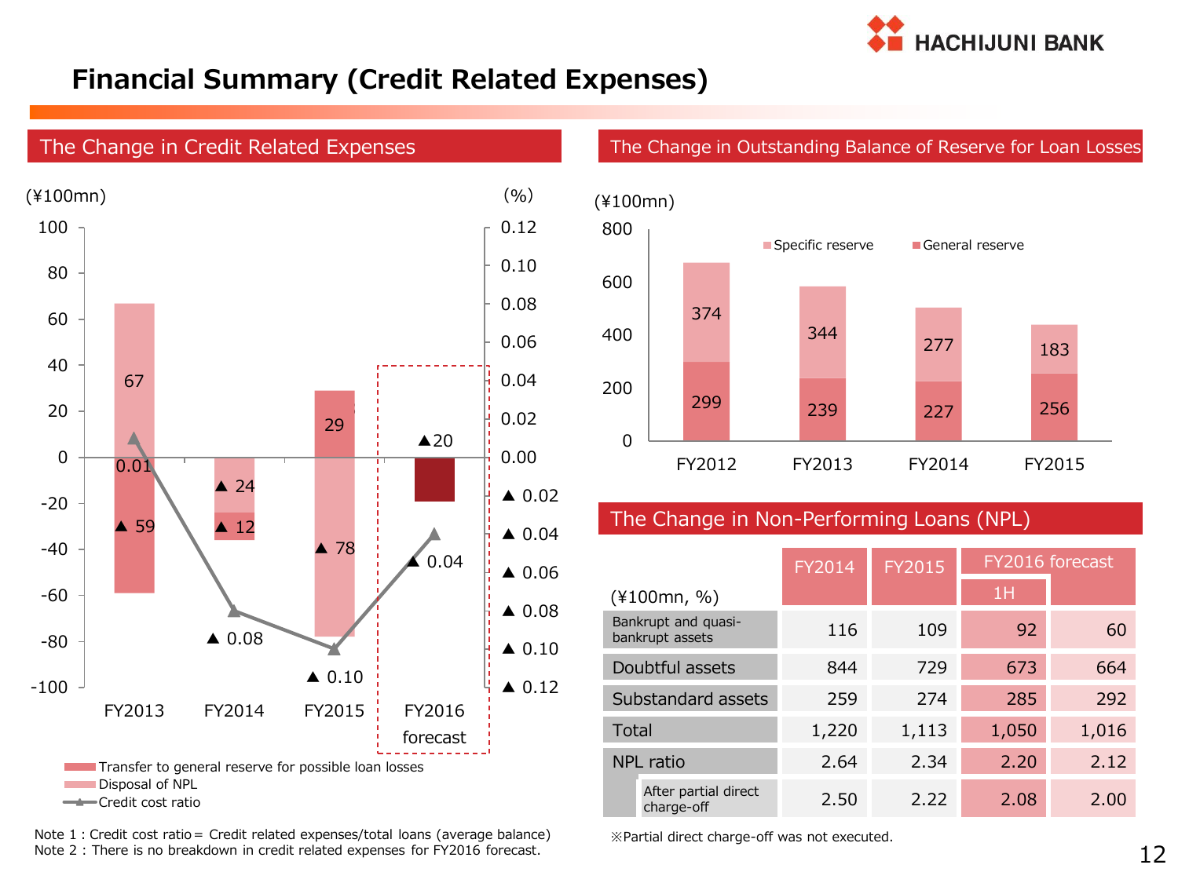# Financial Summary (Credit Related Expenses)

## The Change in Credit Related Expenses

(¥100mn) / (%)

| | FY2013 | FY2014 | FY2015 | FY2016 forecast |
|---|---|---|---|---|
| Transfer to general reserve for possible loan losses | ▲ 59 | ▲ 12 | 29 | |
| Disposal of NPL | 67 | ▲ 24 | ▲ 78 | |
| Total | | | | ▲20 |
| Credit cost ratio | 0.01 | ▲ 0.08 | ▲ 0.10 | ▲ 0.04 |

Note 1 : Credit cost ratio = Credit related expenses/total loans (average balance)
Note 2 : There is no breakdown in credit related expenses for FY2016 forecast.

## The Change in Outstanding Balance of Reserve for Loan Losses

(¥100mn)

| | FY2012 | FY2013 | FY2014 | FY2015 |
|---|---|---|---|---|
| Specific reserve | 374 | 344 | 277 | 183 |
| General reserve | 299 | 239 | 227 | 256 |

## The Change in Non-Performing Loans (NPL)

| (¥100mn, %) | FY2014 | FY2015 | FY2016 forecast 1H | FY2016 forecast |
|---|---|---|---|---|
| Bankrupt and quasi-bankrupt assets | 116 | 109 | 92 | 60 |
| Doubtful assets | 844 | 729 | 673 | 664 |
| Substandard assets | 259 | 274 | 285 | 292 |
| Total | 1,220 | 1,113 | 1,050 | 1,016 |
| NPL ratio | 2.64 | 2.34 | 2.20 | 2.12 |
| After partial direct charge-off | 2.50 | 2.22 | 2.08 | 2.00 |

※Partial direct charge-off was not executed.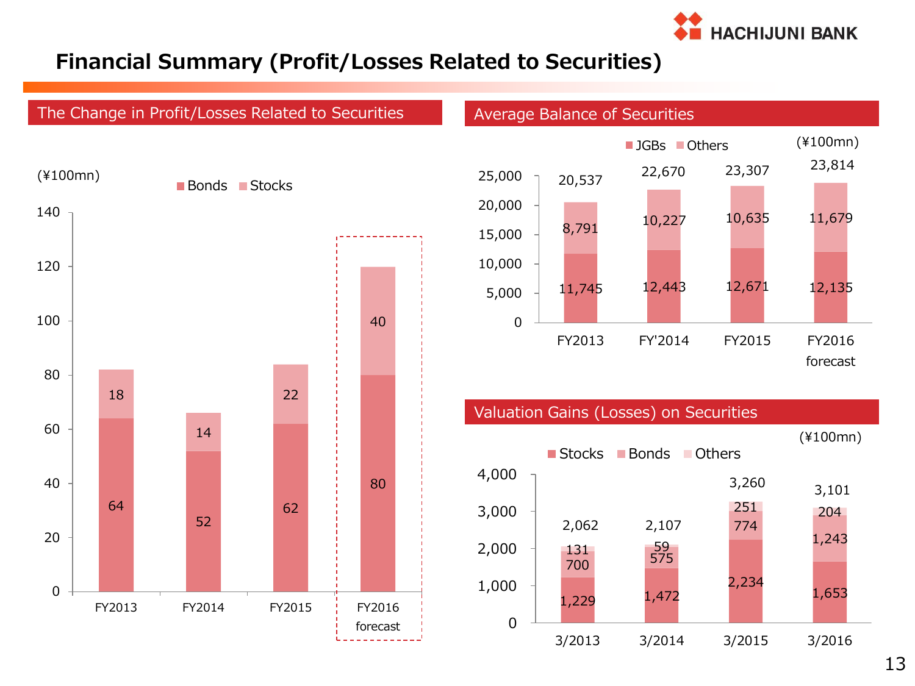# Financial Summary (Profit/Losses Related to Securities)

## The Change in Profit/Losses Related to Securities

(¥100mn)

| | FY2013 | FY2014 | FY2015 | FY2016 forecast |
|---|---|---|---|---|
| Bonds | 64 | 52 | 62 | 80 |
| Stocks | 18 | 14 | 22 | 40 |

## Average Balance of Securities

(¥100mn)

| | FY2013 | FY'2014 | FY2015 | FY2016 forecast |
|---|---|---|---|---|
| JGBs | 11,745 | 12,443 | 12,671 | 12,135 |
| Others | 8,791 | 10,227 | 10,635 | 11,679 |
| Total | 20,537 | 22,670 | 23,307 | 23,814 |

## Valuation Gains (Losses) on Securities

(¥100mn)

| | 3/2013 | 3/2014 | 3/2015 | 3/2016 |
|---|---|---|---|---|
| Stocks | 1,229 | 1,472 | 2,234 | 1,653 |
| Bonds | 700 | 575 | 774 | 1,243 |
| Others | 131 | 59 | 251 | 204 |
| Total | 2,062 | 2,107 | 3,260 | 3,101 |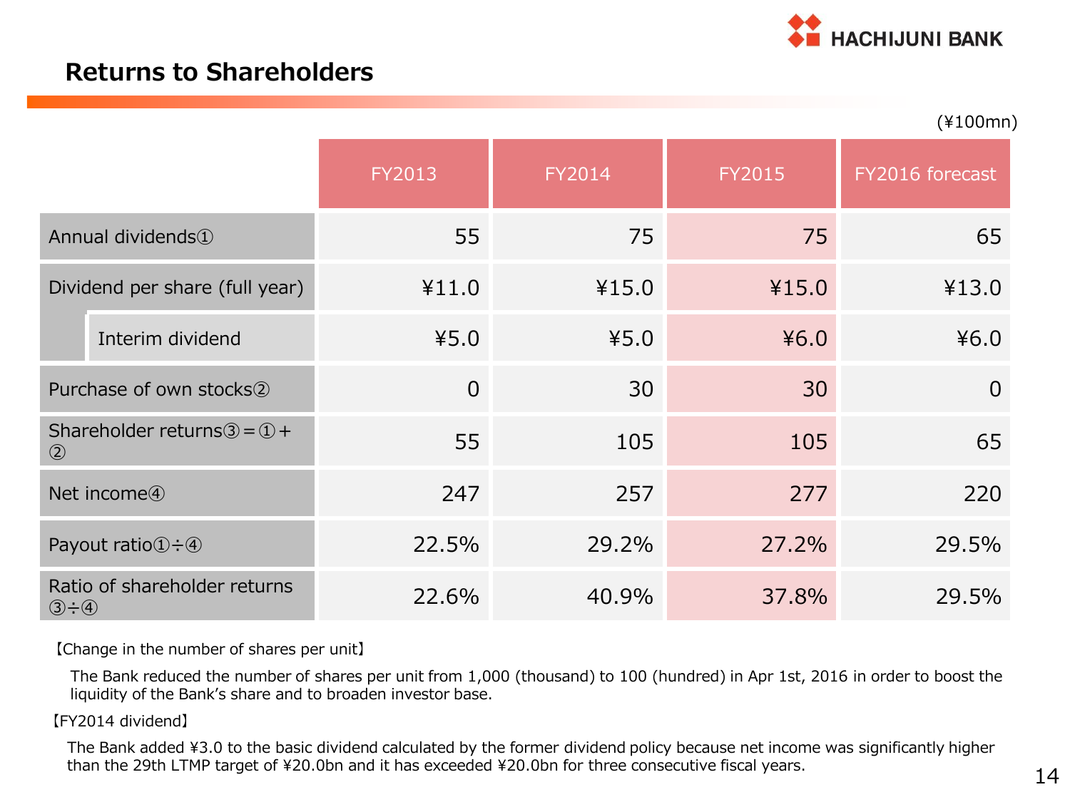## Returns to Shareholders

(¥100mn)

| | FY2013 | FY2014 | FY2015 | FY2016 forecast |
|---|---|---|---|---|
| Annual dividends① | 55 | 75 | 75 | 65 |
| Dividend per share (full year) | ¥11.0 | ¥15.0 | ¥15.0 | ¥13.0 |
| Interim dividend | ¥5.0 | ¥5.0 | ¥6.0 | ¥6.0 |
| Purchase of own stocks② | 0 | 30 | 30 | 0 |
| Shareholder returns③＝①＋② | 55 | 105 | 105 | 65 |
| Net income④ | 247 | 257 | 277 | 220 |
| Payout ratio①÷④ | 22.5% | 29.2% | 27.2% | 29.5% |
| Ratio of shareholder returns ③÷④ | 22.6% | 40.9% | 37.8% | 29.5% |

【Change in the number of shares per unit】

The Bank reduced the number of shares per unit from 1,000 (thousand) to 100 (hundred) in Apr 1st, 2016 in order to boost the liquidity of the Bank's share and to broaden investor base.

【FY2014 dividend】

The Bank added ¥3.0 to the basic dividend calculated by the former dividend policy because net income was significantly higher than the 29th LTMP target of ¥20.0bn and it has exceeded ¥20.0bn for three consecutive fiscal years.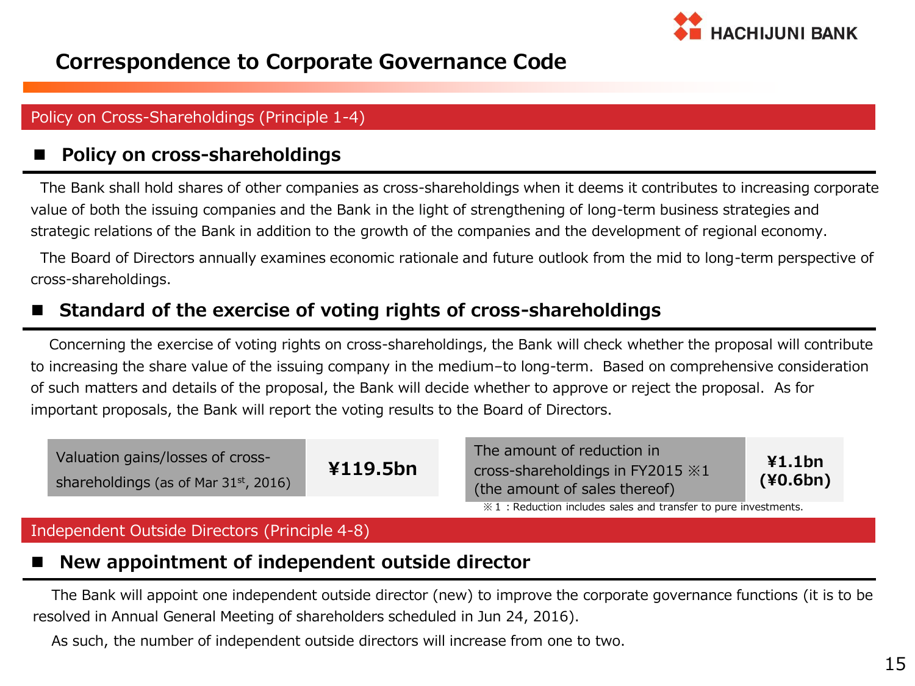# Correspondence to Corporate Governance Code

## Policy on Cross-Shareholdings (Principle 1-4)

### ■ Policy on cross-shareholdings

The Bank shall hold shares of other companies as cross-shareholdings when it deems it contributes to increasing corporate value of both the issuing companies and the Bank in the light of strengthening of long-term business strategies and strategic relations of the Bank in addition to the growth of the companies and the development of regional economy.

The Board of Directors annually examines economic rationale and future outlook from the mid to long-term perspective of cross-shareholdings.

### ■ Standard of the exercise of voting rights of cross-shareholdings

Concerning the exercise of voting rights on cross-shareholdings, the Bank will check whether the proposal will contribute to increasing the share value of the issuing company in the medium–to long-term. Based on comprehensive consideration of such matters and details of the proposal, the Bank will decide whether to approve or reject the proposal. As for important proposals, the Bank will report the voting results to the Board of Directors.

| Valuation gains/losses of cross-shareholdings (as of Mar 31st, 2016) | **¥119.5bn** |
|---|---|

| The amount of reduction in cross-shareholdings in FY2015 ※1 (the amount of sales thereof) | **¥1.1bn (¥0.6bn)** |
|---|---|

※1 : Reduction includes sales and transfer to pure investments.

## Independent Outside Directors (Principle 4-8)

### ■ New appointment of independent outside director

The Bank will appoint one independent outside director (new) to improve the corporate governance functions (it is to be resolved in Annual General Meeting of shareholders scheduled in Jun 24, 2016).

As such, the number of independent outside directors will increase from one to two.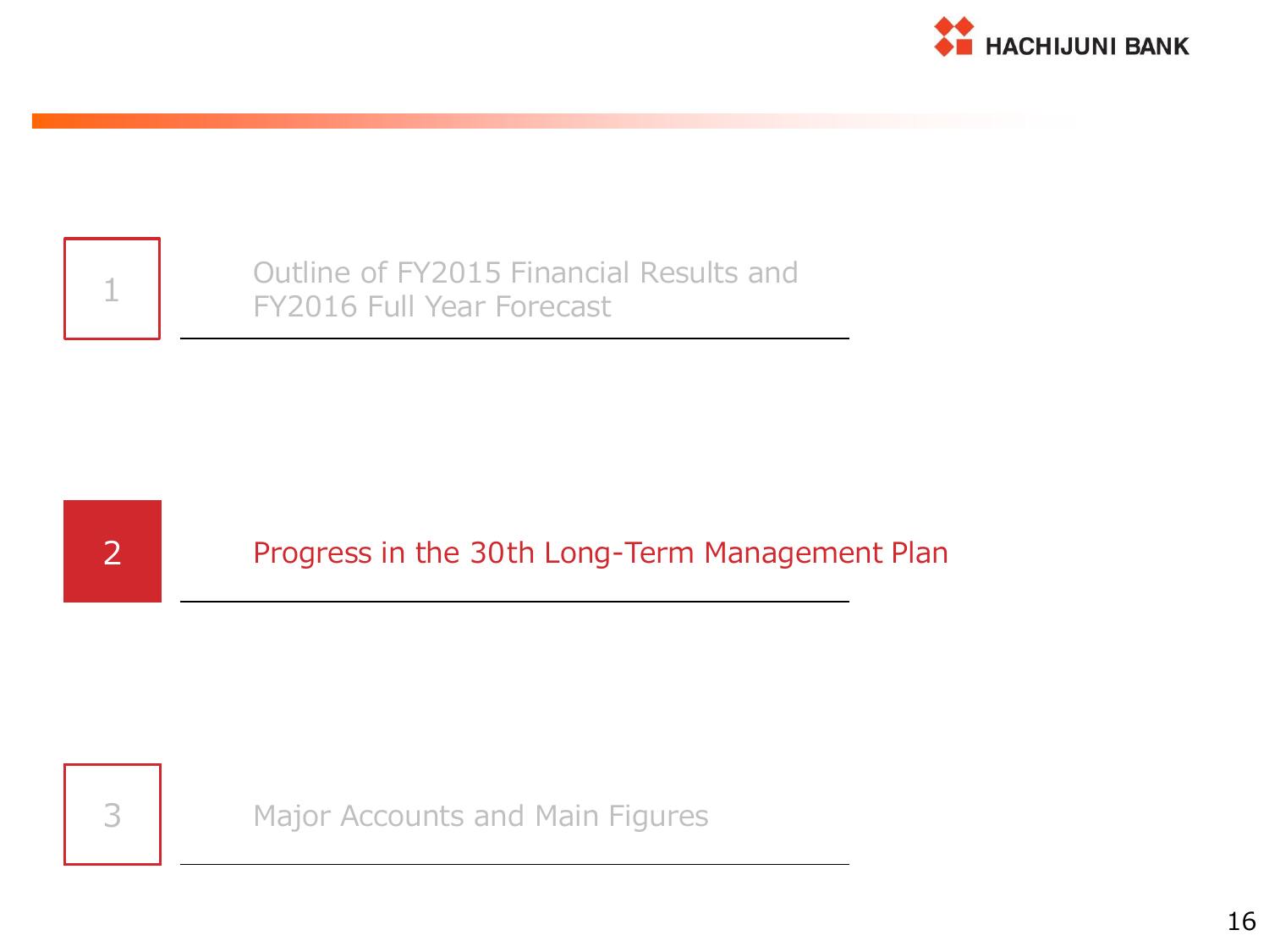1 Outline of FY2015 Financial Results and FY2016 Full Year Forecast

## 2 Progress in the 30th Long-Term Management Plan

3 Major Accounts and Main Figures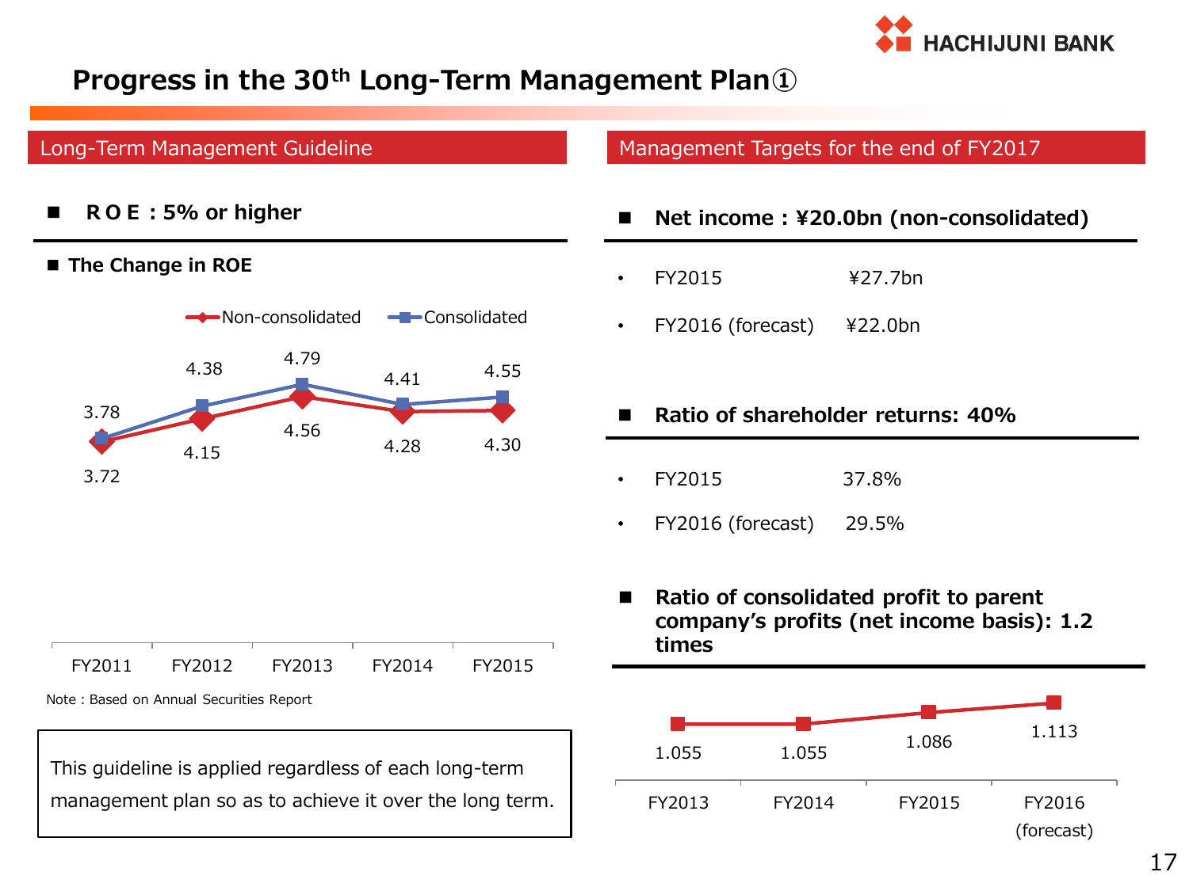# Progress in the 30th Long-Term Management Plan①

## Long-Term Management Guideline

■ **R O E : 5% or higher**

■ **The Change in ROE**

| | FY2011 | FY2012 | FY2013 | FY2014 | FY2015 |
|---|---|---|---|---|---|
| Non-consolidated | 3.72 | 4.15 | 4.56 | 4.28 | 4.30 |
| Consolidated | 3.78 | 4.38 | 4.79 | 4.41 | 4.55 |

Note : Based on Annual Securities Report

This guideline is applied regardless of each long-term management plan so as to achieve it over the long term.

## Management Targets for the end of FY2017

■ **Net income : ¥20.0bn (non-consolidated)**

- FY2015 ¥27.7bn
- FY2016 (forecast) ¥22.0bn

■ **Ratio of shareholder returns: 40%**

- FY2015 37.8%
- FY2016 (forecast) 29.5%

■ **Ratio of consolidated profit to parent company's profits (net income basis): 1.2 times**

| FY2013 | FY2014 | FY2015 | FY2016 (forecast) |
|---|---|---|---|
| 1.055 | 1.055 | 1.086 | 1.113 |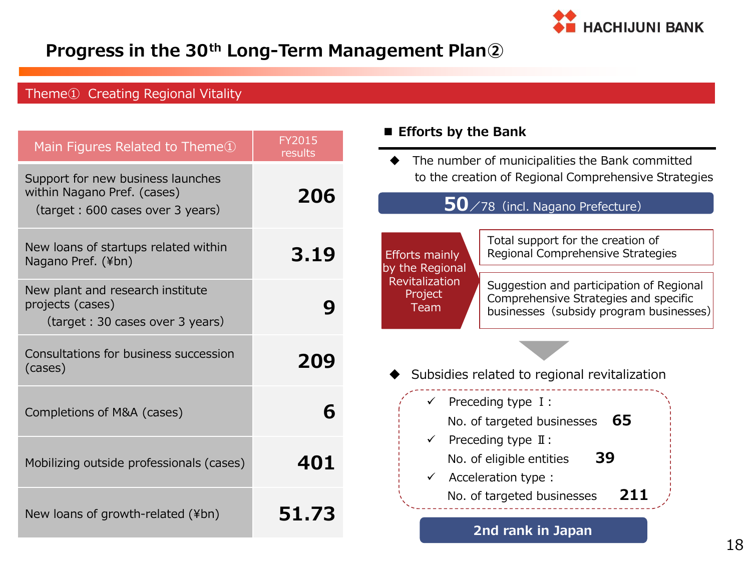# Progress in the 30th Long-Term Management Plan②

## Theme① Creating Regional Vitality

| Main Figures Related to Theme① | FY2015 results |
|---|---|
| Support for new business launches within Nagano Pref. (cases) (target : 600 cases over 3 years) | **206** |
| New loans of startups related within Nagano Pref. (¥bn) | **3.19** |
| New plant and research institute projects (cases) (target : 30 cases over 3 years) | **9** |
| Consultations for business succession (cases) | **209** |
| Completions of M&A (cases) | **6** |
| Mobilizing outside professionals (cases) | **401** |
| New loans of growth-related (¥bn) | **51.73** |

### ■ Efforts by the Bank

◆ The number of municipalities the Bank committed to the creation of Regional Comprehensive Strategies

**50**／78（incl. Nagano Prefecture）

Efforts mainly by the Regional Revitalization Project Team

- Total support for the creation of Regional Comprehensive Strategies
- Suggestion and participation of Regional Comprehensive Strategies and specific businesses（subsidy program businesses）

◆ Subsidies related to regional revitalization

- ✓ Preceding type Ⅰ: No. of targeted businesses **65**
- ✓ Preceding type Ⅱ: No. of eligible entities **39**
- ✓ Acceleration type : No. of targeted businesses **211**

**2nd rank in Japan**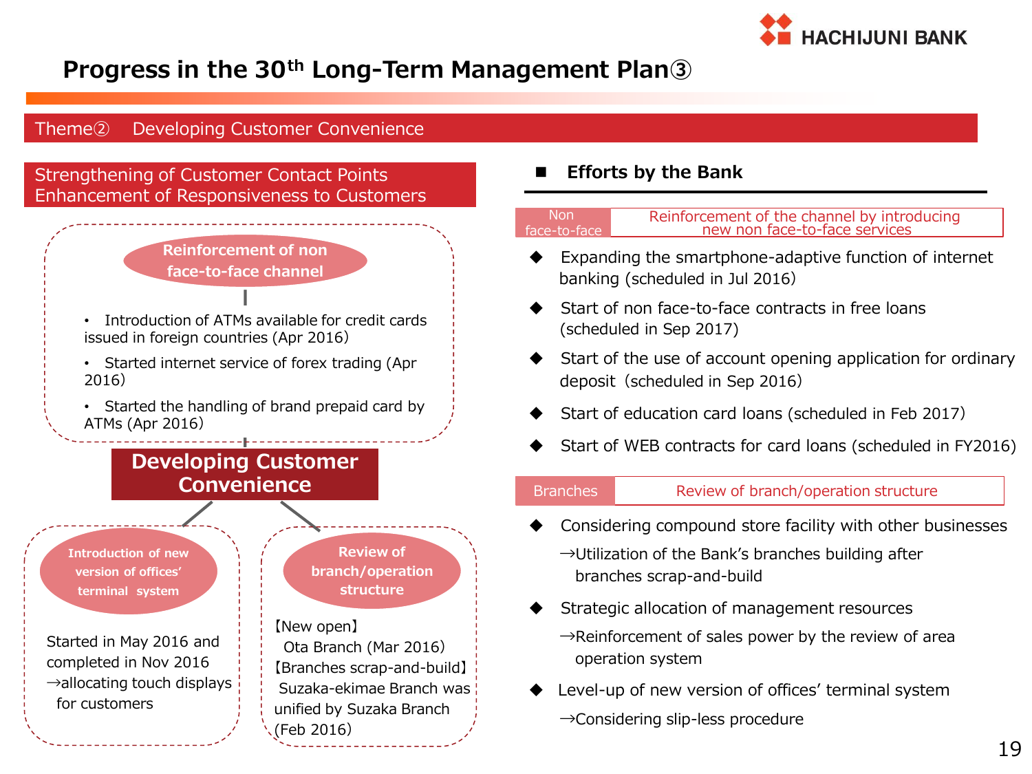# Progress in the 30th Long-Term Management Plan③

## Theme② Developing Customer Convenience

### Strengthening of Customer Contact Points Enhancement of Responsiveness to Customers

**Developing Customer Convenience**

**Reinforcement of non face-to-face channel**

- Introduction of ATMs available for credit cards issued in foreign countries (Apr 2016)
- Started internet service of forex trading (Apr 2016)
- Started the handling of brand prepaid card by ATMs (Apr 2016)

**Introduction of new version of offices' terminal system**

Started in May 2016 and completed in Nov 2016
→allocating touch displays for customers

**Review of branch/operation structure**

【New open】
Ota Branch (Mar 2016)
【Branches scrap-and-build】
Suzaka-ekimae Branch was unified by Suzaka Branch (Feb 2016)

### ■ Efforts by the Bank

| Non face-to-face | Reinforcement of the channel by introducing new non face-to-face services |
|---|---|

- ◆ Expanding the smartphone-adaptive function of internet banking (scheduled in Jul 2016)
- ◆ Start of non face-to-face contracts in free loans (scheduled in Sep 2017)
- ◆ Start of the use of account opening application for ordinary deposit (scheduled in Sep 2016)
- ◆ Start of education card loans (scheduled in Feb 2017)
- ◆ Start of WEB contracts for card loans (scheduled in FY2016)

| Branches | Review of branch/operation structure |
|---|---|

- ◆ Considering compound store facility with other businesses
  →Utilization of the Bank's branches building after branches scrap-and-build
- ◆ Strategic allocation of management resources
  →Reinforcement of sales power by the review of area operation system
- ◆ Level-up of new version of offices' terminal system
  →Considering slip-less procedure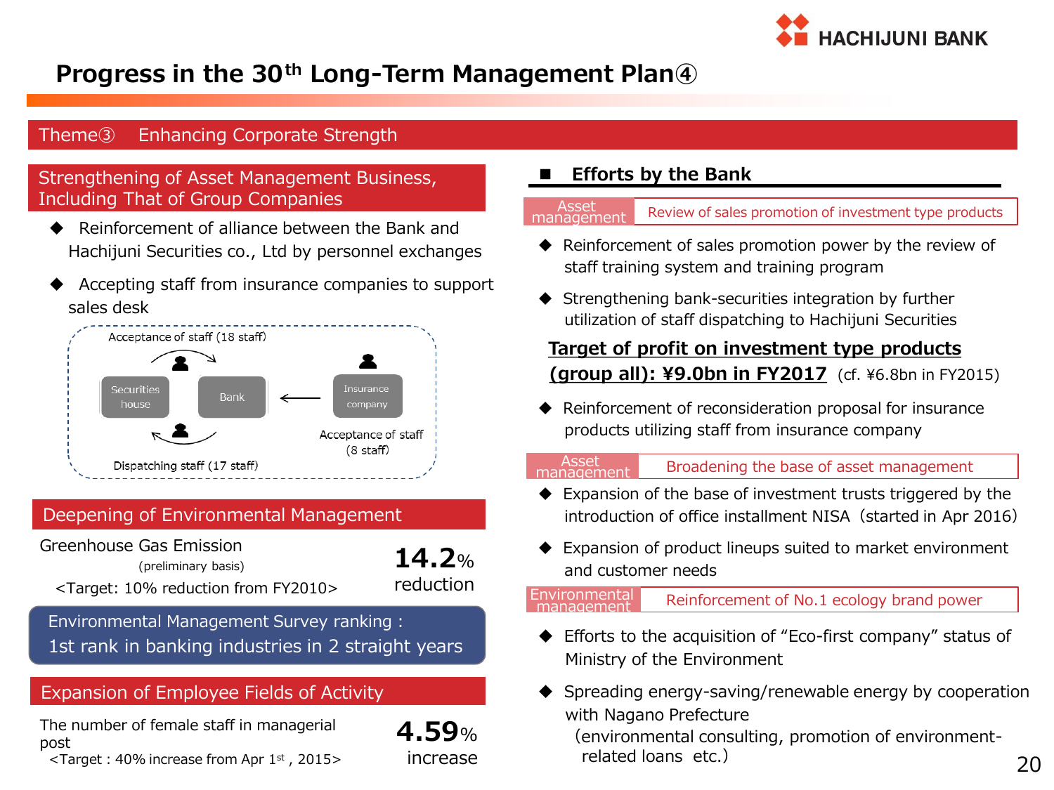# Progress in the 30th Long-Term Management Plan④

## Theme③ Enhancing Corporate Strength

### Strengthening of Asset Management Business, Including That of Group Companies

- Reinforcement of alliance between the Bank and Hachijuni Securities co., Ltd by personnel exchanges
- Accepting staff from insurance companies to support sales desk

Acceptance of staff (18 staff)

Securities house ⇄ Bank ← Insurance company

Acceptance of staff (8 staff)

Dispatching staff (17 staff)

### Deepening of Environmental Management

Greenhouse Gas Emission (preliminary basis)
<Target: 10% reduction from FY2010>

**14.2%** reduction

Environmental Management Survey ranking : 1st rank in banking industries in 2 straight years

### Expansion of Employee Fields of Activity

The number of female staff in managerial post
<Target : 40% increase from Apr 1st , 2015>

**4.59%** increase

### ■ Efforts by the Bank

**Asset management** | Review of sales promotion of investment type products

- Reinforcement of sales promotion power by the review of staff training system and training program
- Strengthening bank-securities integration by further utilization of staff dispatching to Hachijuni Securities

**Target of profit on investment type products (group all): ¥9.0bn in FY2017** (cf. ¥6.8bn in FY2015)

- Reinforcement of reconsideration proposal for insurance products utilizing staff from insurance company

**Asset management** | Broadening the base of asset management

- Expansion of the base of investment trusts triggered by the introduction of office installment NISA（started in Apr 2016)
- Expansion of product lineups suited to market environment and customer needs

**Environmental management** | Reinforcement of No.1 ecology brand power

- Efforts to the acquisition of “Eco-first company” status of Ministry of the Environment
- Spreading energy-saving/renewable energy by cooperation with Nagano Prefecture
  (environmental consulting, promotion of environment-related loans etc.)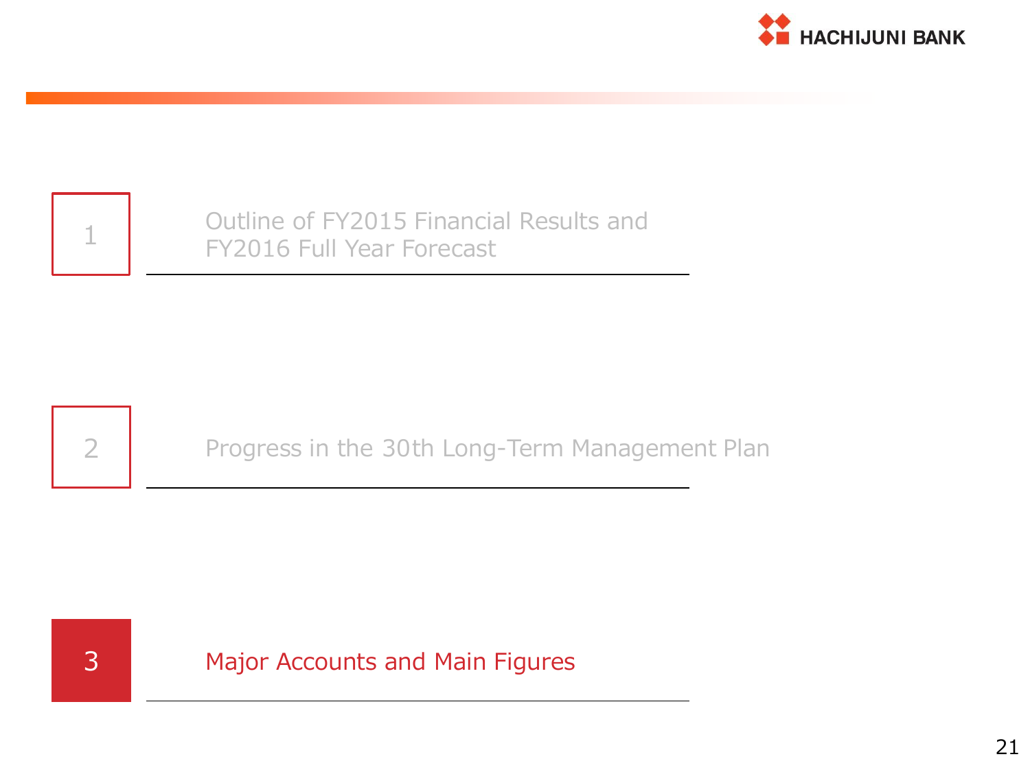1 Outline of FY2015 Financial Results and FY2016 Full Year Forecast

2 Progress in the 30th Long-Term Management Plan

# 3 Major Accounts and Main Figures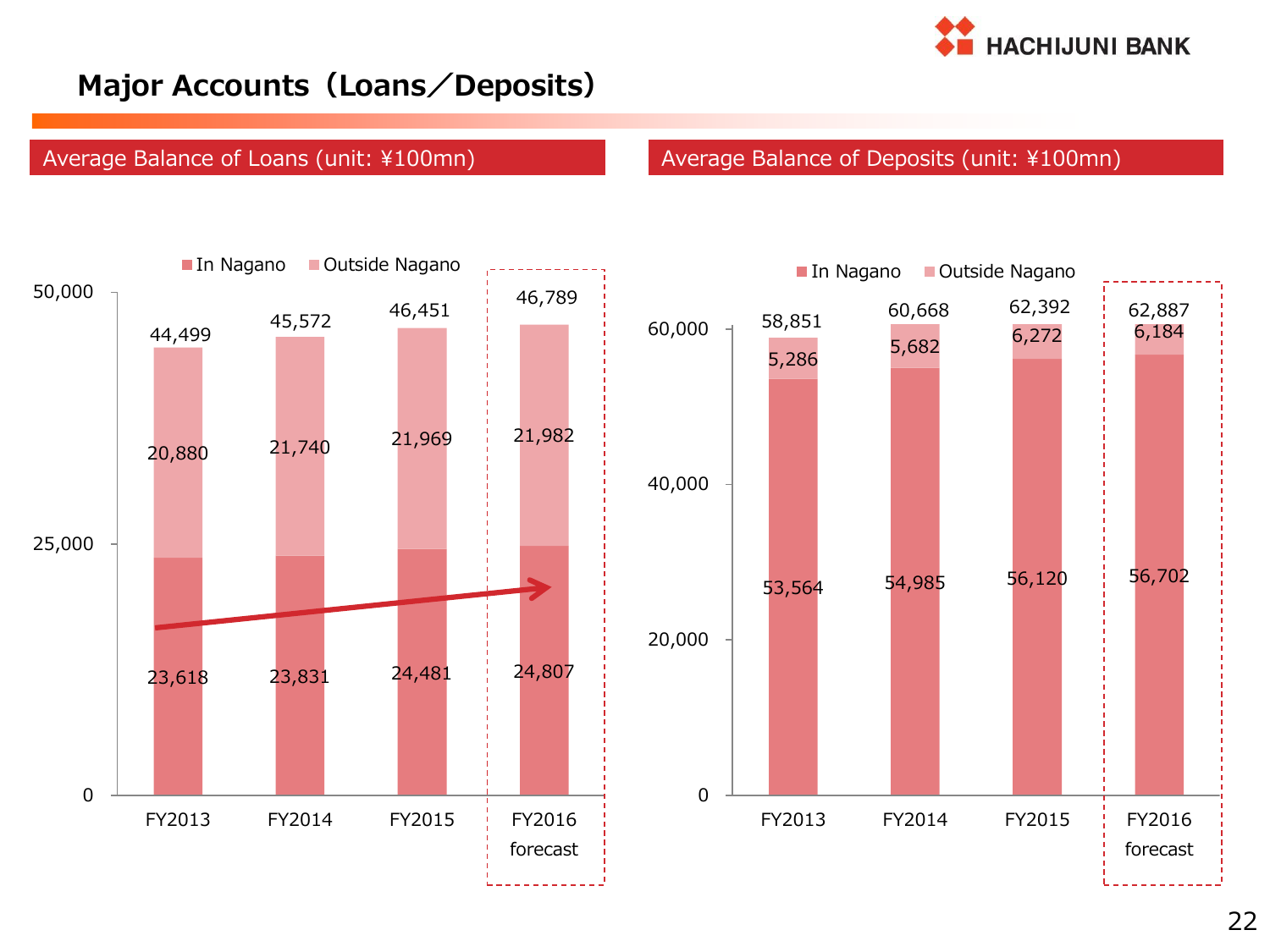# Major Accounts（Loans／Deposits）

## Average Balance of Loans (unit: ¥100mn)

| | FY2013 | FY2014 | FY2015 | FY2016 forecast |
|---|---|---|---|---|
| In Nagano | 23,618 | 23,831 | 24,481 | 24,807 |
| Outside Nagano | 20,880 | 21,740 | 21,969 | 21,982 |
| Total | 44,499 | 45,572 | 46,451 | 46,789 |

## Average Balance of Deposits (unit: ¥100mn)

| | FY2013 | FY2014 | FY2015 | FY2016 forecast |
|---|---|---|---|---|
| In Nagano | 53,564 | 54,985 | 56,120 | 56,702 |
| Outside Nagano | 5,286 | 5,682 | 6,272 | 6,184 |
| Total | 58,851 | 60,668 | 62,392 | 62,887 |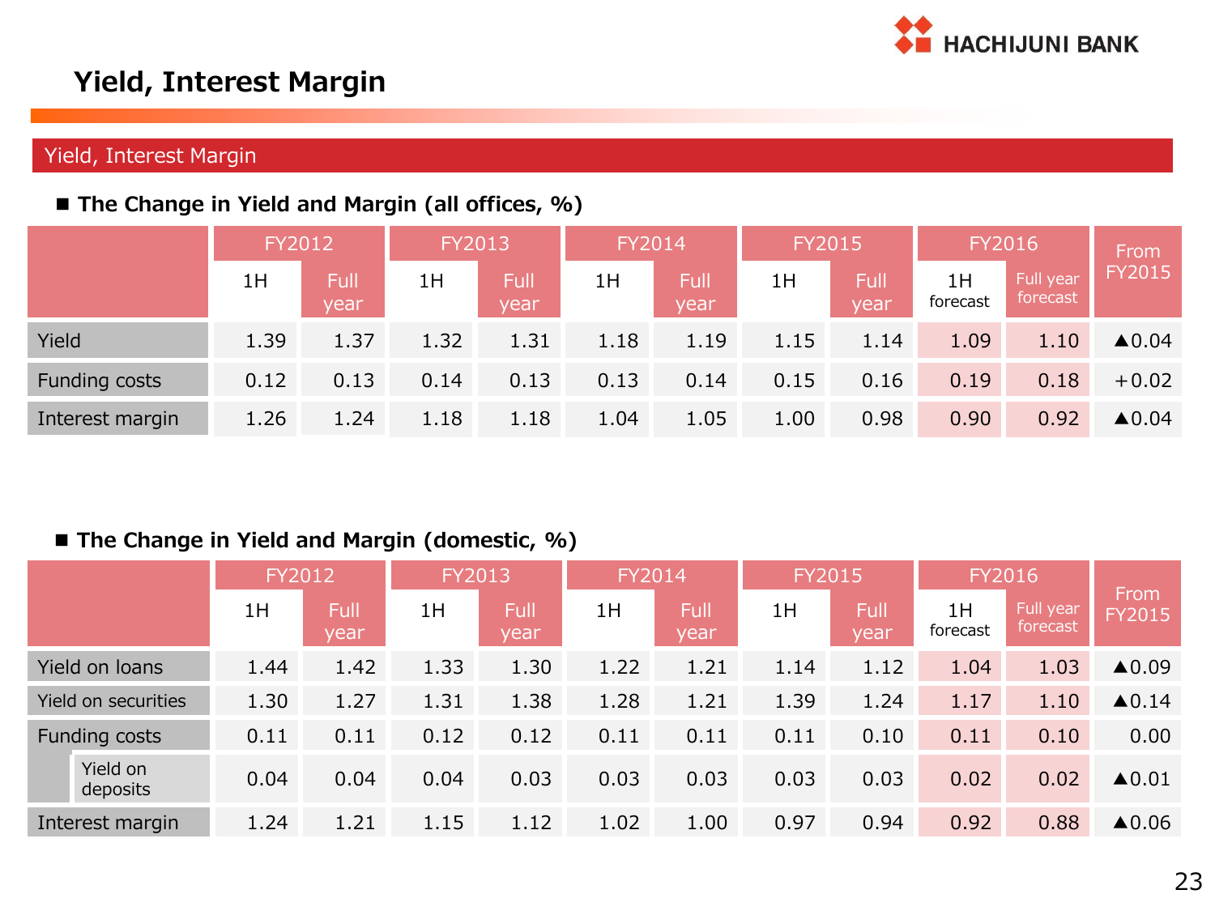# Yield, Interest Margin

## Yield, Interest Margin

### ■ The Change in Yield and Margin (all offices, %)

| | FY2012 | | FY2013 | | FY2014 | | FY2015 | | FY2016 | | From FY2015 |
|---|---|---|---|---|---|---|---|---|---|---|---|
| | 1H | Full year | 1H | Full year | 1H | Full year | 1H | Full year | 1H forecast | Full year forecast | |
| Yield | 1.39 | 1.37 | 1.32 | 1.31 | 1.18 | 1.19 | 1.15 | 1.14 | 1.09 | 1.10 | ▲0.04 |
| Funding costs | 0.12 | 0.13 | 0.14 | 0.13 | 0.13 | 0.14 | 0.15 | 0.16 | 0.19 | 0.18 | +0.02 |
| Interest margin | 1.26 | 1.24 | 1.18 | 1.18 | 1.04 | 1.05 | 1.00 | 0.98 | 0.90 | 0.92 | ▲0.04 |

### ■ The Change in Yield and Margin (domestic, %)

| | FY2012 | | FY2013 | | FY2014 | | FY2015 | | FY2016 | | From FY2015 |
|---|---|---|---|---|---|---|---|---|---|---|---|
| | 1H | Full year | 1H | Full year | 1H | Full year | 1H | Full year | 1H forecast | Full year forecast | |
| Yield on loans | 1.44 | 1.42 | 1.33 | 1.30 | 1.22 | 1.21 | 1.14 | 1.12 | 1.04 | 1.03 | ▲0.09 |
| Yield on securities | 1.30 | 1.27 | 1.31 | 1.38 | 1.28 | 1.21 | 1.39 | 1.24 | 1.17 | 1.10 | ▲0.14 |
| Funding costs | 0.11 | 0.11 | 0.12 | 0.12 | 0.11 | 0.11 | 0.11 | 0.10 | 0.11 | 0.10 | 0.00 |
| Yield on deposits | 0.04 | 0.04 | 0.04 | 0.03 | 0.03 | 0.03 | 0.03 | 0.03 | 0.02 | 0.02 | ▲0.01 |
| Interest margin | 1.24 | 1.21 | 1.15 | 1.12 | 1.02 | 1.00 | 0.97 | 0.94 | 0.92 | 0.88 | ▲0.06 |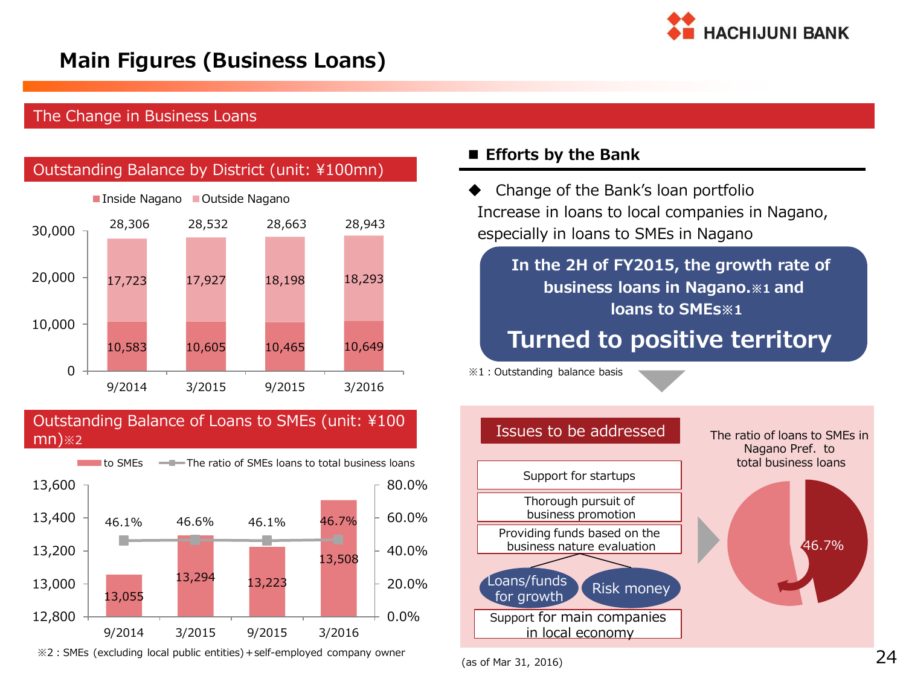# Main Figures (Business Loans)

## The Change in Business Loans

### Outstanding Balance by District (unit: ¥100mn)

| | 9/2014 | 3/2015 | 9/2015 | 3/2016 |
|---|---|---|---|---|
| Inside Nagano | 10,583 | 10,605 | 10,465 | 10,649 |
| Outside Nagano | 17,723 | 17,927 | 18,198 | 18,293 |
| Total | 28,306 | 28,532 | 28,663 | 28,943 |

### Outstanding Balance of Loans to SMEs (unit: ¥100 mn)※2

| | 9/2014 | 3/2015 | 9/2015 | 3/2016 |
|---|---|---|---|---|
| to SMEs | 13,055 | 13,294 | 13,223 | 13,508 |
| The ratio of SMEs loans to total business loans | 46.1% | 46.6% | 46.1% | 46.7% |

※2 : SMEs (excluding local public entities)＋self-employed company owner

### ■ Efforts by the Bank

◆ Change of the Bank's loan portfolio

Increase in loans to local companies in Nagano, especially in loans to SMEs in Nagano

**In the 2H of FY2015, the growth rate of business loans in Nagano.※1 and loans to SMEs※1**

**Turned to positive territory**

※1 : Outstanding balance basis

**Issues to be addressed**

- Support for startups
- Thorough pursuit of business promotion
- Providing funds based on the business nature evaluation
  - Loans/funds for growth
  - Risk money
- Support for main companies in local economy

The ratio of loans to SMEs in Nagano Pref. to total business loans: 46.7%

(as of Mar 31, 2016)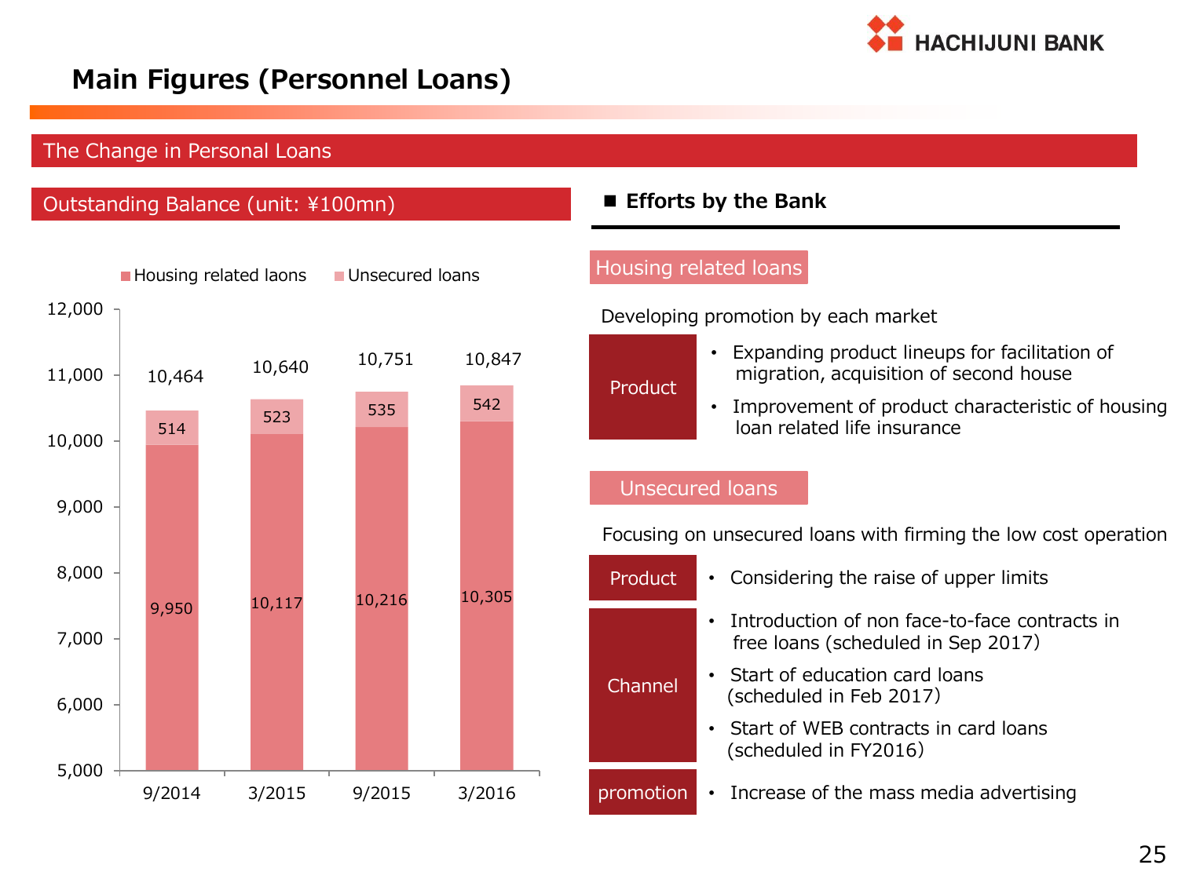# Main Figures (Personnel Loans)

## The Change in Personal Loans

### Outstanding Balance (unit: ¥100mn)

| | 9/2014 | 3/2015 | 9/2015 | 3/2016 |
|---|---|---|---|---|
| Housing related laons | 9,950 | 10,117 | 10,216 | 10,305 |
| Unsecured loans | 514 | 523 | 535 | 542 |
| Total | 10,464 | 10,640 | 10,751 | 10,847 |

### ■ Efforts by the Bank

**Housing related loans**

Developing promotion by each market

**Product**
- Expanding product lineups for facilitation of migration, acquisition of second house
- Improvement of product characteristic of housing loan related life insurance

**Unsecured loans**

Focusing on unsecured loans with firming the low cost operation

**Product**
- Considering the raise of upper limits

**Channel**
- Introduction of non face-to-face contracts in free loans (scheduled in Sep 2017)
- Start of education card loans (scheduled in Feb 2017)
- Start of WEB contracts in card loans (scheduled in FY2016)

**promotion**
- Increase of the mass media advertising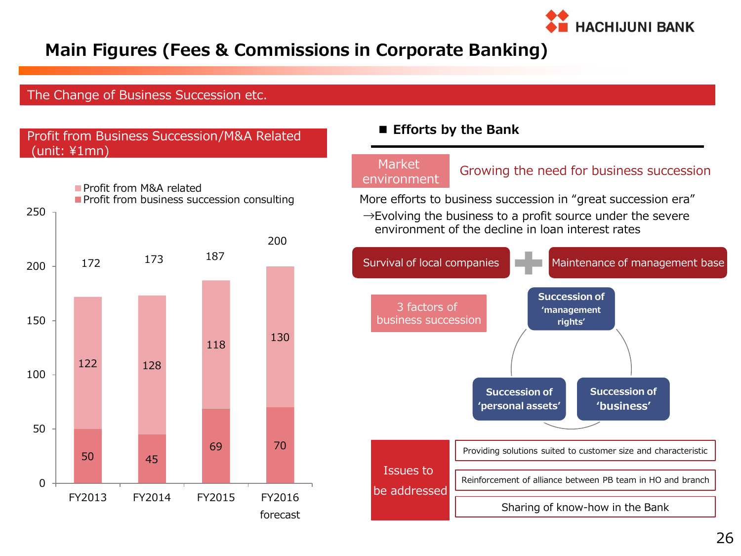# Main Figures (Fees & Commissions in Corporate Banking)

## The Change of Business Succession etc.

### Profit from Business Succession/M&A Related (unit: ¥1mn)

| | FY2013 | FY2014 | FY2015 | FY2016 forecast |
|---|---|---|---|---|
| Profit from M&A related | 122 | 128 | 118 | 130 |
| Profit from business succession consulting | 50 | 45 | 69 | 70 |
| Total | 172 | 173 | 187 | 200 |

### ■ Efforts by the Bank

**Market environment**: Growing the need for business succession

More efforts to business succession in "great succession era"
→Evolving the business to a profit source under the severe environment of the decline in loan interest rates

Survival of local companies ＋ Maintenance of management base

**3 factors of business succession**

- Succession of 'management rights'
- Succession of 'personal assets'
- Succession of 'business'

**Issues to be addressed**

- Providing solutions suited to customer size and characteristic
- Reinforcement of alliance between PB team in HO and branch
- Sharing of know-how in the Bank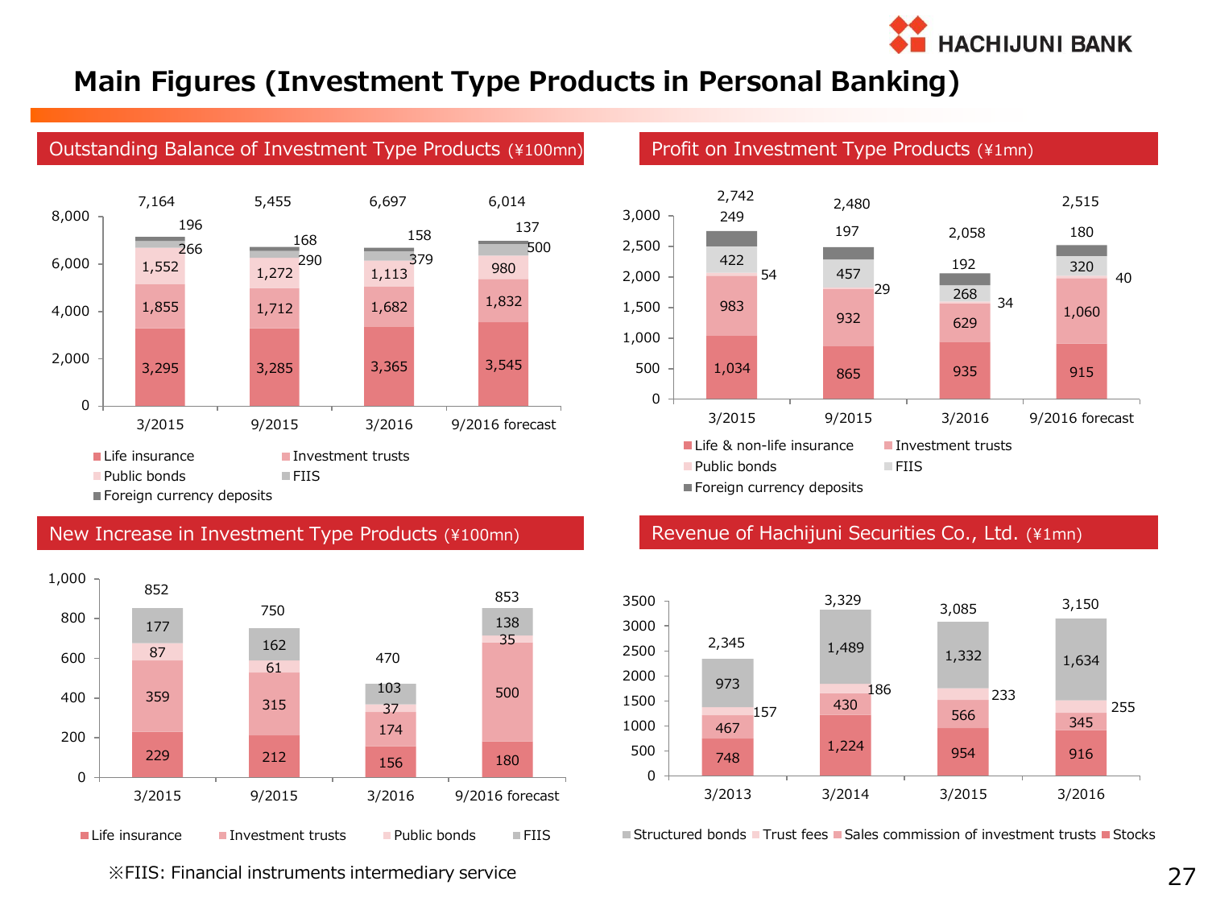# Main Figures (Investment Type Products in Personal Banking)

## Outstanding Balance of Investment Type Products (¥100mn)

| | 3/2015 | 9/2015 | 3/2016 | 9/2016 forecast |
|---|---|---|---|---|
| Life insurance | 3,295 | 3,285 | 3,365 | 3,545 |
| Investment trusts | 1,855 | 1,712 | 1,682 | 1,832 |
| Public bonds | 1,552 | 1,272 | 1,113 | 980 |
| FIIS | 266 | 290 | 379 | 500 |
| Foreign currency deposits | 196 | 168 | 158 | 137 |
| Total | 7,164 | 5,455 | 6,697 | 6,014 |

## Profit on Investment Type Products (¥1mn)

| | 3/2015 | 9/2015 | 3/2016 | 9/2016 forecast |
|---|---|---|---|---|
| Life & non-life insurance | 1,034 | 865 | 935 | 915 |
| Investment trusts | 983 | 932 | 629 | 1,060 |
| Public bonds | 54 | 29 | 34 | 40 |
| FIIS | 422 | 457 | 268 | 320 |
| Foreign currency deposits | 249 | 197 | 192 | 180 |
| Total | 2,742 | 2,480 | 2,058 | 2,515 |

## New Increase in Investment Type Products (¥100mn)

| | 3/2015 | 9/2015 | 3/2016 | 9/2016 forecast |
|---|---|---|---|---|
| Life insurance | 229 | 212 | 156 | 180 |
| Investment trusts | 359 | 315 | 174 | 500 |
| Public bonds | 87 | 61 | 37 | 35 |
| FIIS | 177 | 162 | 103 | 138 |
| Total | 852 | 750 | 470 | 853 |

## Revenue of Hachijuni Securities Co., Ltd. (¥1mn)

| | 3/2013 | 3/2014 | 3/2015 | 3/2016 |
|---|---|---|---|---|
| Stocks | 748 | 1,224 | 954 | 916 |
| Sales commission of investment trusts | 467 | 430 | 566 | 345 |
| Trust fees | 157 | 186 | 233 | 255 |
| Structured bonds | 973 | 1,489 | 1,332 | 1,634 |
| Total | 2,345 | 3,329 | 3,085 | 3,150 |

※FIIS: Financial instruments intermediary service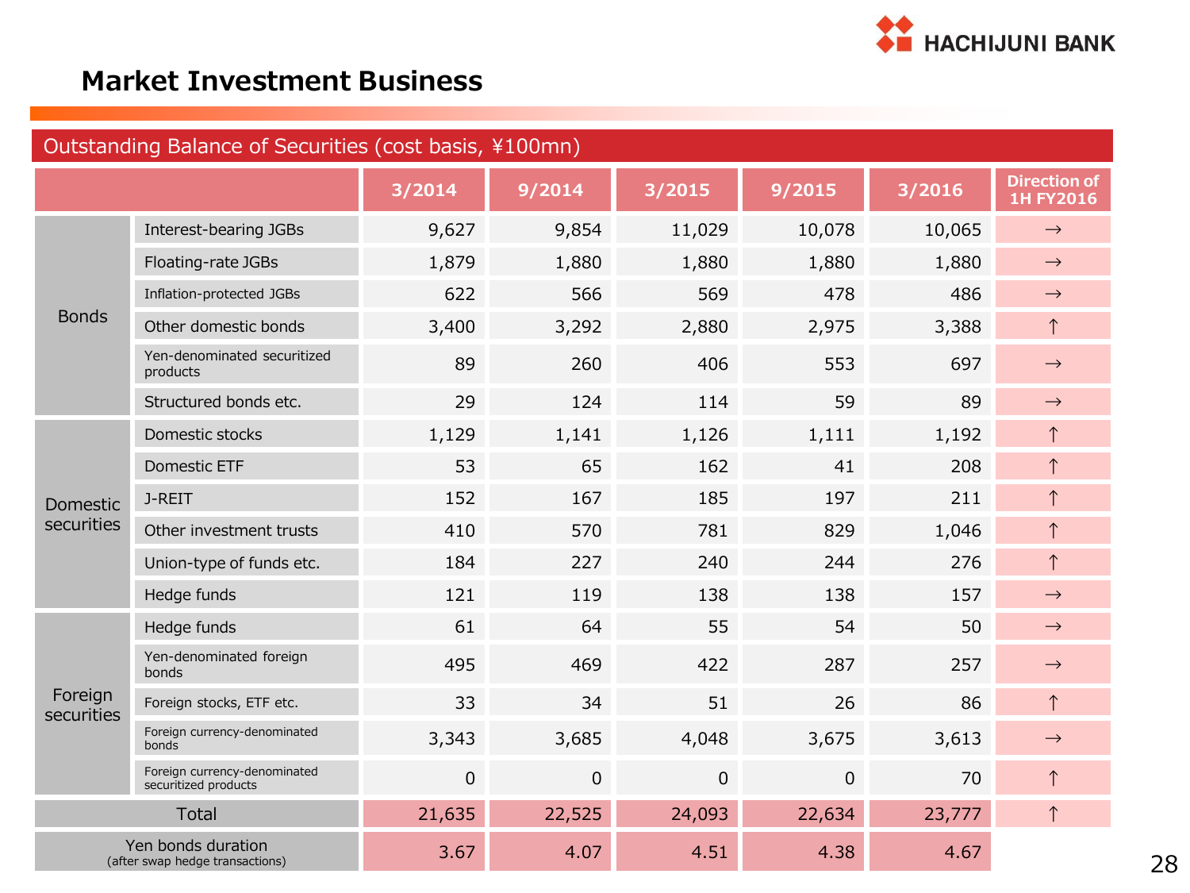# Market Investment Business

## Outstanding Balance of Securities (cost basis, ¥100mn)

| | | 3/2014 | 9/2014 | 3/2015 | 9/2015 | 3/2016 | Direction of 1H FY2016 |
|---|---|---|---|---|---|---|---|
| Bonds | Interest-bearing JGBs | 9,627 | 9,854 | 11,029 | 10,078 | 10,065 | → |
| | Floating-rate JGBs | 1,879 | 1,880 | 1,880 | 1,880 | 1,880 | → |
| | Inflation-protected JGBs | 622 | 566 | 569 | 478 | 486 | → |
| | Other domestic bonds | 3,400 | 3,292 | 2,880 | 2,975 | 3,388 | ↑ |
| | Yen-denominated securitized products | 89 | 260 | 406 | 553 | 697 | → |
| | Structured bonds etc. | 29 | 124 | 114 | 59 | 89 | → |
| Domestic securities | Domestic stocks | 1,129 | 1,141 | 1,126 | 1,111 | 1,192 | ↑ |
| | Domestic ETF | 53 | 65 | 162 | 41 | 208 | ↑ |
| | J-REIT | 152 | 167 | 185 | 197 | 211 | ↑ |
| | Other investment trusts | 410 | 570 | 781 | 829 | 1,046 | ↑ |
| | Union-type of funds etc. | 184 | 227 | 240 | 244 | 276 | ↑ |
| | Hedge funds | 121 | 119 | 138 | 138 | 157 | → |
| Foreign securities | Hedge funds | 61 | 64 | 55 | 54 | 50 | → |
| | Yen-denominated foreign bonds | 495 | 469 | 422 | 287 | 257 | → |
| | Foreign stocks, ETF etc. | 33 | 34 | 51 | 26 | 86 | ↑ |
| | Foreign currency-denominated bonds | 3,343 | 3,685 | 4,048 | 3,675 | 3,613 | → |
| | Foreign currency-denominated securitized products | 0 | 0 | 0 | 0 | 70 | ↑ |
| Total | | 21,635 | 22,525 | 24,093 | 22,634 | 23,777 | ↑ |
| Yen bonds duration (after swap hedge transactions) | | 3.67 | 4.07 | 4.51 | 4.38 | 4.67 | |